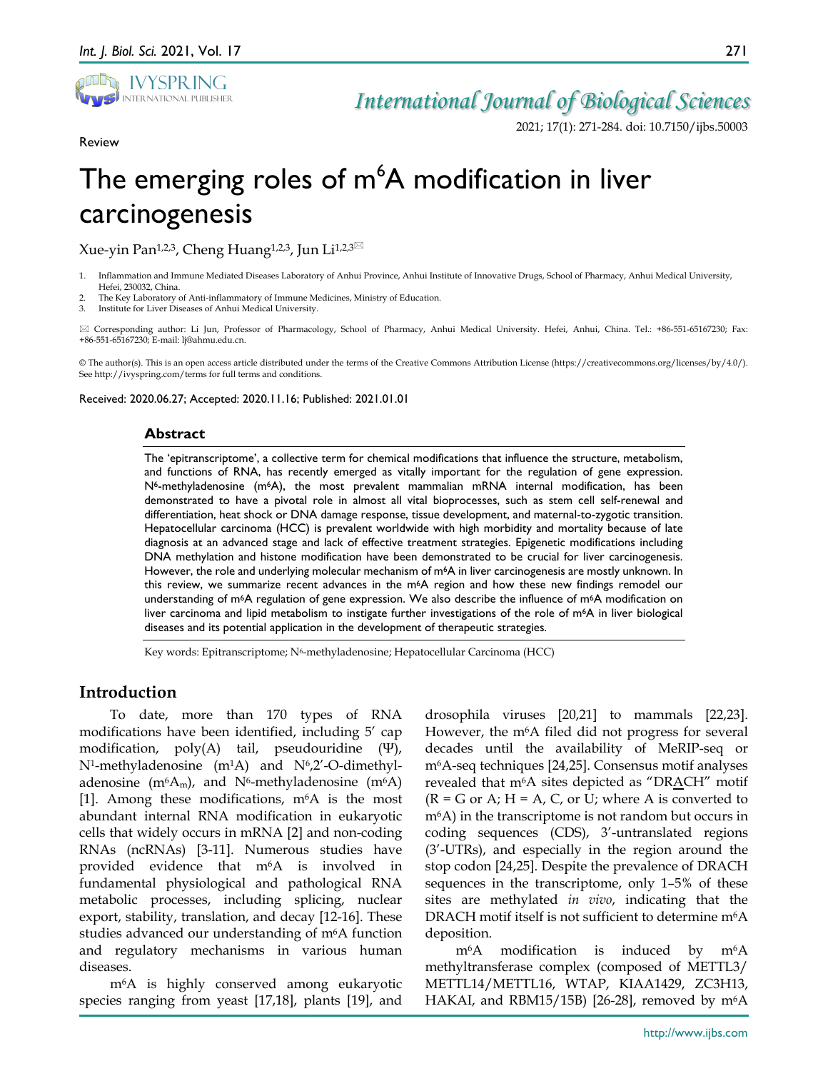Review

# The emerging roles of m$^6$A modification in liver carcinogenesis

Xue-yin Pan[1,2,3], Cheng Huang[1,2,3], Jun Li[1,2,3]✉

1. Inflammation and Immune Mediated Diseases Laboratory of Anhui Province, Anhui Institute of Innovative Drugs, School of Pharmacy, Anhui Medical University, Hefei, 230032, China.
2. The Key Laboratory of Anti-inflammatory of Immune Medicines, Ministry of Education.
3. Institute for Liver Diseases of Anhui Medical University.

✉ Corresponding author: Li Jun, Professor of Pharmacology, School of Pharmacy, Anhui Medical University. Hefei, Anhui, China. Tel.: +86-551-65167230; Fax: +86-551-65167230; E-mail: lj@ahmu.edu.cn.

© The author(s). This is an open access article distributed under the terms of the Creative Commons Attribution License (https://creativecommons.org/licenses/by/4.0/). See http://ivyspring.com/terms for full terms and conditions.

Received: 2020.06.27; Accepted: 2020.11.16; Published: 2021.01.01

## Abstract

The 'epitranscriptome', a collective term for chemical modifications that influence the structure, metabolism, and functions of RNA, has recently emerged as vitally important for the regulation of gene expression. N$^6$-methyladenosine (m$^6$A), the most prevalent mammalian mRNA internal modification, has been demonstrated to have a pivotal role in almost all vital bioprocesses, such as stem cell self-renewal and differentiation, heat shock or DNA damage response, tissue development, and maternal-to-zygotic transition. Hepatocellular carcinoma (HCC) is prevalent worldwide with high morbidity and mortality because of late diagnosis at an advanced stage and lack of effective treatment strategies. Epigenetic modifications including DNA methylation and histone modification have been demonstrated to be crucial for liver carcinogenesis. However, the role and underlying molecular mechanism of m$^6$A in liver carcinogenesis are mostly unknown. In this review, we summarize recent advances in the m$^6$A region and how these new findings remodel our understanding of m$^6$A regulation of gene expression. We also describe the influence of m$^6$A modification on liver carcinoma and lipid metabolism to instigate further investigations of the role of m$^6$A in liver biological diseases and its potential application in the development of therapeutic strategies.

Key words: Epitranscriptome; N$^6$-methyladenosine; Hepatocellular Carcinoma (HCC)

## Introduction

To date, more than 170 types of RNA modifications have been identified, including 5′ cap modification, poly(A) tail, pseudouridine (Ψ), N$^1$-methyladenosine (m$^1$A) and N$^6$,2′-O-dimethyladenosine (m$^6$A$_m$), and N$^6$-methyladenosine (m$^6$A) [1]. Among these modifications, m$^6$A is the most abundant internal RNA modification in eukaryotic cells that widely occurs in mRNA [2] and non-coding RNAs (ncRNAs) [3-11]. Numerous studies have provided evidence that m$^6$A is involved in fundamental physiological and pathological RNA metabolic processes, including splicing, nuclear export, stability, translation, and decay [12-16]. These studies advanced our understanding of m$^6$A function and regulatory mechanisms in various human diseases.

m$^6$A is highly conserved among eukaryotic species ranging from yeast [17,18], plants [19], and drosophila viruses [20,21] to mammals [22,23]. However, the m$^6$A filed did not progress for several decades until the availability of MeRIP-seq or m$^6$A-seq techniques [24,25]. Consensus motif analyses revealed that m$^6$A sites depicted as "DR<u>A</u>CH" motif (R = G or A; H = A, C, or U; where A is converted to m$^6$A) in the transcriptome is not random but occurs in coding sequences (CDS), 3′-untranslated regions (3′-UTRs), and especially in the region around the stop codon [24,25]. Despite the prevalence of DRACH sequences in the transcriptome, only 1–5% of these sites are methylated *in vivo*, indicating that the DRACH motif itself is not sufficient to determine m$^6$A deposition.

m$^6$A modification is induced by m$^6$A methyltransferase complex (composed of METTL3/METTL14/METTL16, WTAP, KIAA1429, ZC3H13, HAKAI, and RBM15/15B) [26-28], removed by m$^6$A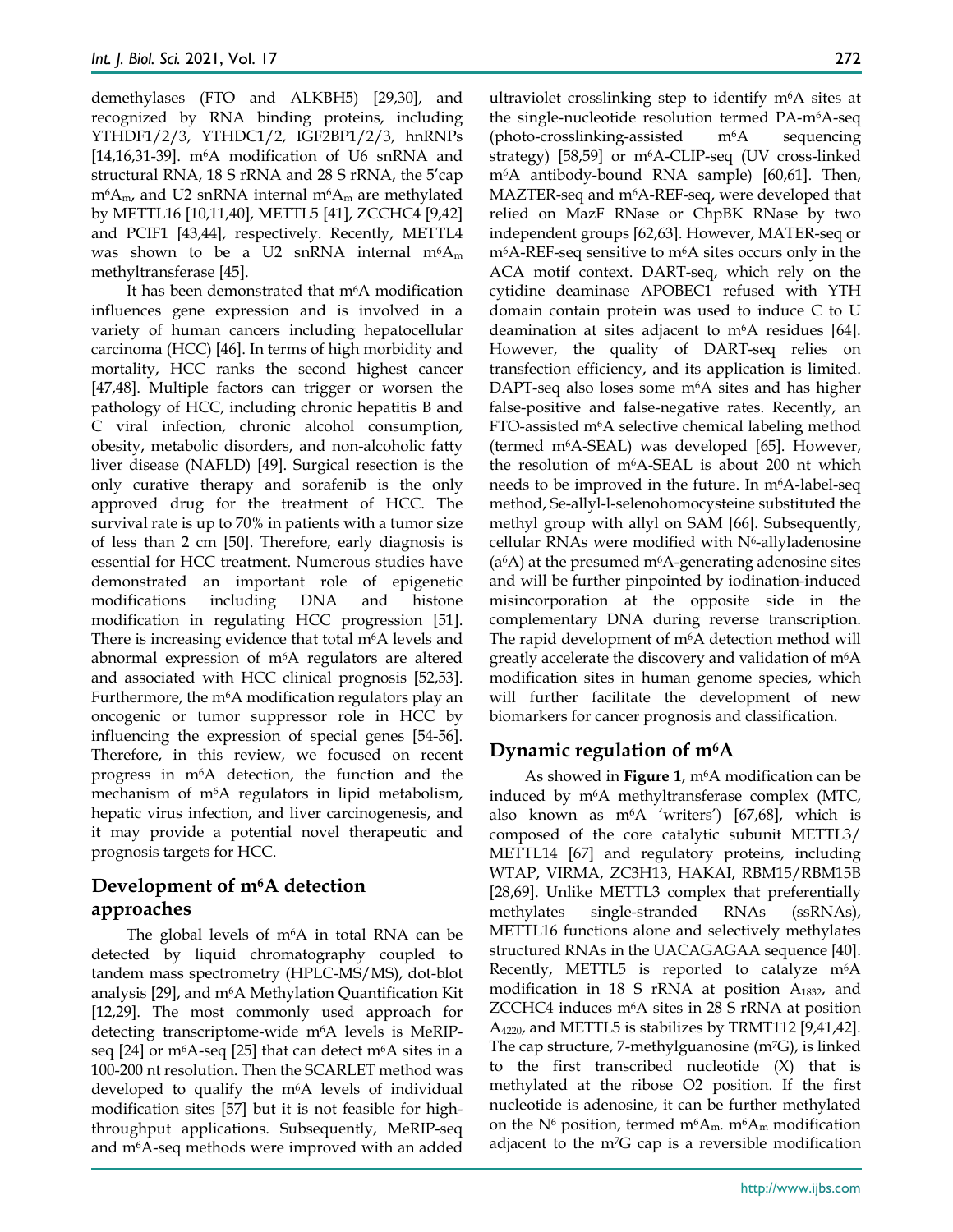demethylases (FTO and ALKBH5) [29,30], and recognized by RNA binding proteins, including YTHDF1/2/3, YTHDC1/2, IGF2BP1/2/3, hnRNPs [14,16,31-39]. m$^6$A modification of U6 snRNA and structural RNA, 18 S rRNA and 28 S rRNA, the 5'cap m$^6$A$_m$, and U2 snRNA internal m$^6$A$_m$ are methylated by METTL16 [10,11,40], METTL5 [41], ZCCHC4 [9,42] and PCIF1 [43,44], respectively. Recently, METTL4 was shown to be a U2 snRNA internal m$^6$A$_m$ methyltransferase [45].

It has been demonstrated that m$^6$A modification influences gene expression and is involved in a variety of human cancers including hepatocellular carcinoma (HCC) [46]. In terms of high morbidity and mortality, HCC ranks the second highest cancer [47,48]. Multiple factors can trigger or worsen the pathology of HCC, including chronic hepatitis B and C viral infection, chronic alcohol consumption, obesity, metabolic disorders, and non-alcoholic fatty liver disease (NAFLD) [49]. Surgical resection is the only curative therapy and sorafenib is the only approved drug for the treatment of HCC. The survival rate is up to 70% in patients with a tumor size of less than 2 cm [50]. Therefore, early diagnosis is essential for HCC treatment. Numerous studies have demonstrated an important role of epigenetic modifications including DNA and histone modification in regulating HCC progression [51]. There is increasing evidence that total m$^6$A levels and abnormal expression of m$^6$A regulators are altered and associated with HCC clinical prognosis [52,53]. Furthermore, the m$^6$A modification regulators play an oncogenic or tumor suppressor role in HCC by influencing the expression of special genes [54-56]. Therefore, in this review, we focused on recent progress in m$^6$A detection, the function and the mechanism of m$^6$A regulators in lipid metabolism, hepatic virus infection, and liver carcinogenesis, and it may provide a potential novel therapeutic and prognosis targets for HCC.

## Development of m$^6$A detection approaches

The global levels of m$^6$A in total RNA can be detected by liquid chromatography coupled to tandem mass spectrometry (HPLC-MS/MS), dot-blot analysis [29], and m$^6$A Methylation Quantification Kit [12,29]. The most commonly used approach for detecting transcriptome-wide m$^6$A levels is MeRIP-seq [24] or m$^6$A-seq [25] that can detect m$^6$A sites in a 100-200 nt resolution. Then the SCARLET method was developed to qualify the m$^6$A levels of individual modification sites [57] but it is not feasible for high-throughput applications. Subsequently, MeRIP-seq and m$^6$A-seq methods were improved with an added ultraviolet crosslinking step to identify m$^6$A sites at the single-nucleotide resolution termed PA-m$^6$A-seq (photo-crosslinking-assisted m$^6$A sequencing strategy) [58,59] or m$^6$A-CLIP-seq (UV cross-linked m$^6$A antibody-bound RNA sample) [60,61]. Then, MAZTER-seq and m$^6$A-REF-seq, were developed that relied on MazF RNase or ChpBK RNase by two independent groups [62,63]. However, MATER-seq or m$^6$A-REF-seq sensitive to m$^6$A sites occurs only in the ACA motif context. DART-seq, which rely on the cytidine deaminase APOBEC1 refused with YTH domain contain protein was used to induce C to U deamination at sites adjacent to m$^6$A residues [64]. However, the quality of DART-seq relies on transfection efficiency, and its application is limited. DAPT-seq also loses some m$^6$A sites and has higher false-positive and false-negative rates. Recently, an FTO-assisted m$^6$A selective chemical labeling method (termed m$^6$A-SEAL) was developed [65]. However, the resolution of m$^6$A-SEAL is about 200 nt which needs to be improved in the future. In m$^6$A-label-seq method, Se-allyl-l-selenohomocysteine substituted the methyl group with allyl on SAM [66]. Subsequently, cellular RNAs were modified with N$^6$-allyladenosine (a$^6$A) at the presumed m$^6$A-generating adenosine sites and will be further pinpointed by iodination-induced misincorporation at the opposite side in the complementary DNA during reverse transcription. The rapid development of m$^6$A detection method will greatly accelerate the discovery and validation of m$^6$A modification sites in human genome species, which will further facilitate the development of new biomarkers for cancer prognosis and classification.

## Dynamic regulation of m$^6$A

As showed in **Figure 1**, m$^6$A modification can be induced by m$^6$A methyltransferase complex (MTC, also known as m$^6$A 'writers') [67,68], which is composed of the core catalytic subunit METTL3/ METTL14 [67] and regulatory proteins, including WTAP, VIRMA, ZC3H13, HAKAI, RBM15/RBM15B [28,69]. Unlike METTL3 complex that preferentially methylates single-stranded RNAs (ssRNAs), METTL16 functions alone and selectively methylates structured RNAs in the UACAGAGAA sequence [40]. Recently, METTL5 is reported to catalyze m$^6$A modification in 18 S rRNA at position A$_{1832}$, and ZCCHC4 induces m$^6$A sites in 28 S rRNA at position A$_{4220}$, and METTL5 is stabilizes by TRMT112 [9,41,42]. The cap structure, 7-methylguanosine (m$^7$G), is linked to the first transcribed nucleotide (X) that is methylated at the ribose O2 position. If the first nucleotide is adenosine, it can be further methylated on the N$^6$ position, termed m$^6$A$_m$. m$^6$A$_m$ modification adjacent to the m$^7$G cap is a reversible modification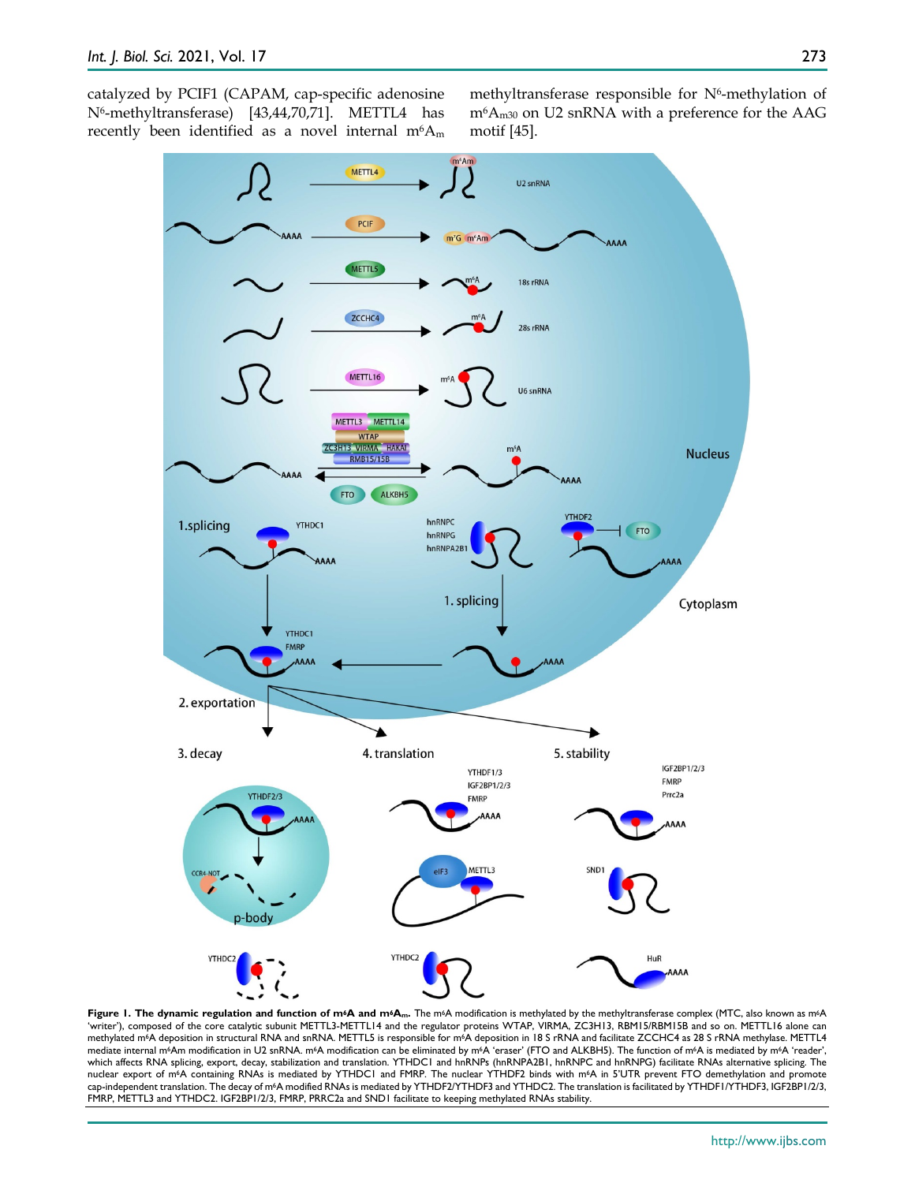catalyzed by PCIF1 (CAPAM, cap-specific adenosine $N^6$-methyltransferase) [43,44,70,71]. METTL4 has recently been identified as a novel internal $m^6A_m$ methyltransferase responsible for $N^6$-methylation of $m^6A_{m30}$ on U2 snRNA with a preference for the AAG motif [45].

**Figure 1. The dynamic regulation and function of m⁶A and m⁶Am.** The m⁶A modification is methylated by the methyltransferase complex (MTC, also known as m⁶A 'writer'), composed of the core catalytic subunit METTL3-METTL14 and the regulator proteins WTAP, VIRMA, ZC3H13, RBM15/RBM15B and so on. METTL16 alone can methylated m⁶A deposition in structural RNA and snRNA. METTL5 is responsible for m⁶A deposition in 18 S rRNA and facilitate ZCCHC4 as 28 S rRNA methylase. METTL4 mediate internal m⁶Am modification in U2 snRNA. m⁶A modification can be eliminated by m⁶A 'eraser' (FTO and ALKBH5). The function of m⁶A is mediated by m⁶A 'reader', which affects RNA splicing, export, decay, stabilization and translation. YTHDC1 and hnRNPs (hnRNPA2B1, hnRNPC and hnRNPG) facilitate RNAs alternative splicing. The nuclear export of m⁶A containing RNAs is mediated by YTHDC1 and FMRP. The nuclear YTHDF2 binds with m⁶A in 5'UTR prevent FTO demethylation and promote cap-independent translation. The decay of m⁶A modified RNAs is mediated by YTHDF2/YTHDF3 and YTHDC2. The translation is facilitated by YTHDF1/YTHDF3, IGF2BP1/2/3, FMRP, METTL3 and YTHDC2. IGF2BP1/2/3, FMRP, PRRC2a and SND1 facilitate to keeping methylated RNAs stability.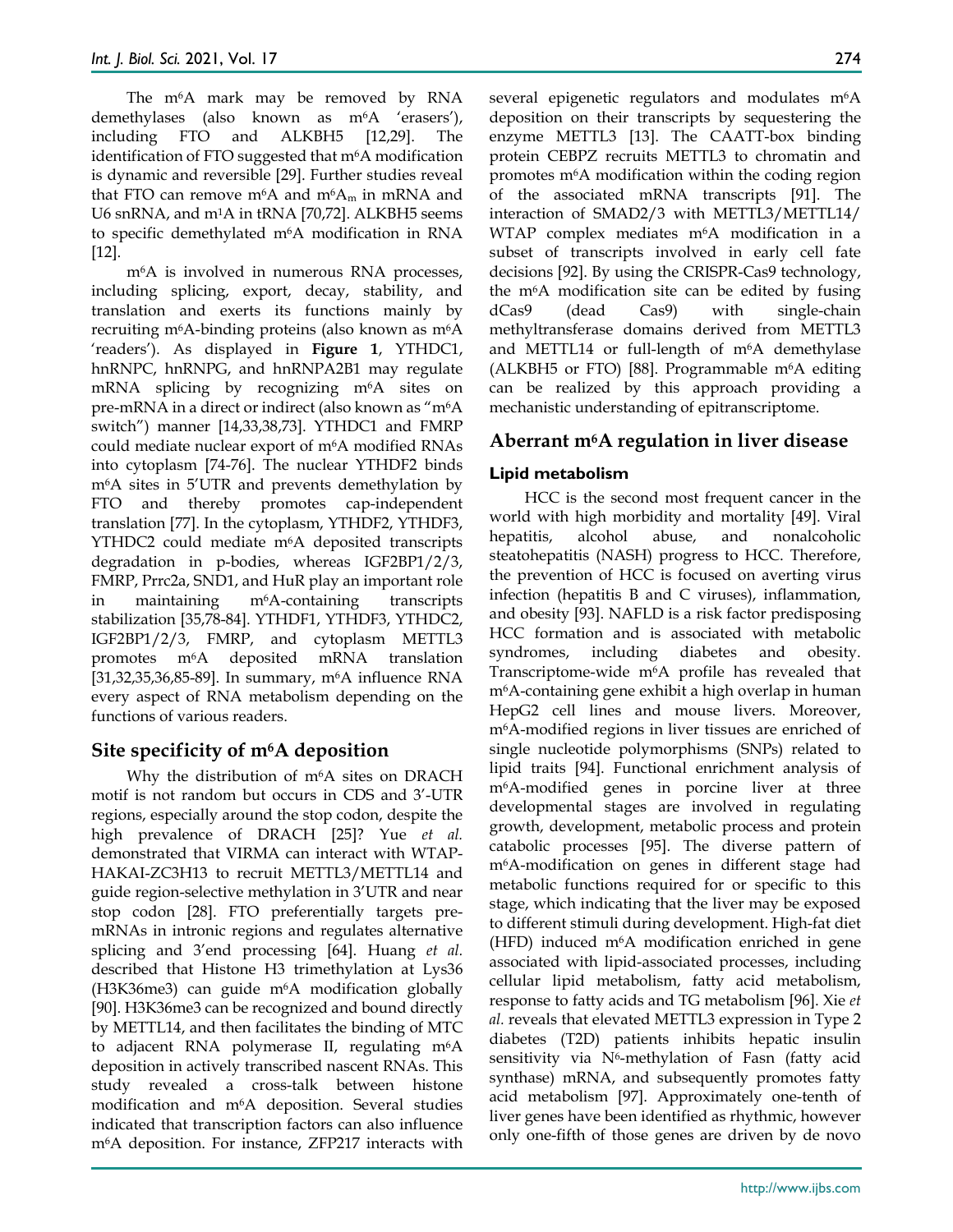The m$^6$A mark may be removed by RNA demethylases (also known as m$^6$A 'erasers'), including FTO and ALKBH5 [12,29]. The identification of FTO suggested that m$^6$A modification is dynamic and reversible [29]. Further studies reveal that FTO can remove m$^6$A and m$^6$A$_m$ in mRNA and U6 snRNA, and m$^1$A in tRNA [70,72]. ALKBH5 seems to specific demethylated m$^6$A modification in RNA [12].

m$^6$A is involved in numerous RNA processes, including splicing, export, decay, stability, and translation and exerts its functions mainly by recruiting m$^6$A-binding proteins (also known as m$^6$A 'readers'). As displayed in **Figure 1**, YTHDC1, hnRNPC, hnRNPG, and hnRNPA2B1 may regulate mRNA splicing by recognizing m$^6$A sites on pre-mRNA in a direct or indirect (also known as "m$^6$A switch") manner [14,33,38,73]. YTHDC1 and FMRP could mediate nuclear export of m$^6$A modified RNAs into cytoplasm [74-76]. The nuclear YTHDF2 binds m$^6$A sites in 5'UTR and prevents demethylation by FTO and thereby promotes cap-independent translation [77]. In the cytoplasm, YTHDF2, YTHDF3, YTHDC2 could mediate m$^6$A deposited transcripts degradation in p-bodies, whereas IGF2BP1/2/3, FMRP, Prrc2a, SND1, and HuR play an important role in maintaining m$^6$A-containing transcripts stabilization [35,78-84]. YTHDF1, YTHDF3, YTHDC2, IGF2BP1/2/3, FMRP, and cytoplasm METTL3 promotes m$^6$A deposited mRNA translation [31,32,35,36,85-89]. In summary, m$^6$A influence RNA every aspect of RNA metabolism depending on the functions of various readers.

## Site specificity of m$^6$A deposition

Why the distribution of m$^6$A sites on DRACH motif is not random but occurs in CDS and 3'-UTR regions, especially around the stop codon, despite the high prevalence of DRACH [25]? Yue *et al.* demonstrated that VIRMA can interact with WTAP-HAKAI-ZC3H13 to recruit METTL3/METTL14 and guide region-selective methylation in 3'UTR and near stop codon [28]. FTO preferentially targets pre-mRNAs in intronic regions and regulates alternative splicing and 3'end processing [64]. Huang *et al.* described that Histone H3 trimethylation at Lys36 (H3K36me3) can guide m$^6$A modification globally [90]. H3K36me3 can be recognized and bound directly by METTL14, and then facilitates the binding of MTC to adjacent RNA polymerase II, regulating m$^6$A deposition in actively transcribed nascent RNAs. This study revealed a cross-talk between histone modification and m$^6$A deposition. Several studies indicated that transcription factors can also influence m$^6$A deposition. For instance, ZFP217 interacts with several epigenetic regulators and modulates m$^6$A deposition on their transcripts by sequestering the enzyme METTL3 [13]. The CAATT-box binding protein CEBPZ recruits METTL3 to chromatin and promotes m$^6$A modification within the coding region of the associated mRNA transcripts [91]. The interaction of SMAD2/3 with METTL3/METTL14/WTAP complex mediates m$^6$A modification in a subset of transcripts involved in early cell fate decisions [92]. By using the CRISPR-Cas9 technology, the m$^6$A modification site can be edited by fusing dCas9 (dead Cas9) with single-chain methyltransferase domains derived from METTL3 and METTL14 or full-length of m$^6$A demethylase (ALKBH5 or FTO) [88]. Programmable m$^6$A editing can be realized by this approach providing a mechanistic understanding of epitranscriptome.

## Aberrant m$^6$A regulation in liver disease

### Lipid metabolism

HCC is the second most frequent cancer in the world with high morbidity and mortality [49]. Viral hepatitis, alcohol abuse, and nonalcoholic steatohepatitis (NASH) progress to HCC. Therefore, the prevention of HCC is focused on averting virus infection (hepatitis B and C viruses), inflammation, and obesity [93]. NAFLD is a risk factor predisposing HCC formation and is associated with metabolic syndromes, including diabetes and obesity. Transcriptome-wide m$^6$A profile has revealed that m$^6$A-containing gene exhibit a high overlap in human HepG2 cell lines and mouse livers. Moreover, m$^6$A-modified regions in liver tissues are enriched of single nucleotide polymorphisms (SNPs) related to lipid traits [94]. Functional enrichment analysis of m$^6$A-modified genes in porcine liver at three developmental stages are involved in regulating growth, development, metabolic process and protein catabolic processes [95]. The diverse pattern of m$^6$A-modification on genes in different stage had metabolic functions required for or specific to this stage, which indicating that the liver may be exposed to different stimuli during development. High-fat diet (HFD) induced m$^6$A modification enriched in gene associated with lipid-associated processes, including cellular lipid metabolism, fatty acid metabolism, response to fatty acids and TG metabolism [96]. Xie *et al.* reveals that elevated METTL3 expression in Type 2 diabetes (T2D) patients inhibits hepatic insulin sensitivity via N$^6$-methylation of Fasn (fatty acid synthase) mRNA, and subsequently promotes fatty acid metabolism [97]. Approximately one-tenth of liver genes have been identified as rhythmic, however only one-fifth of those genes are driven by de novo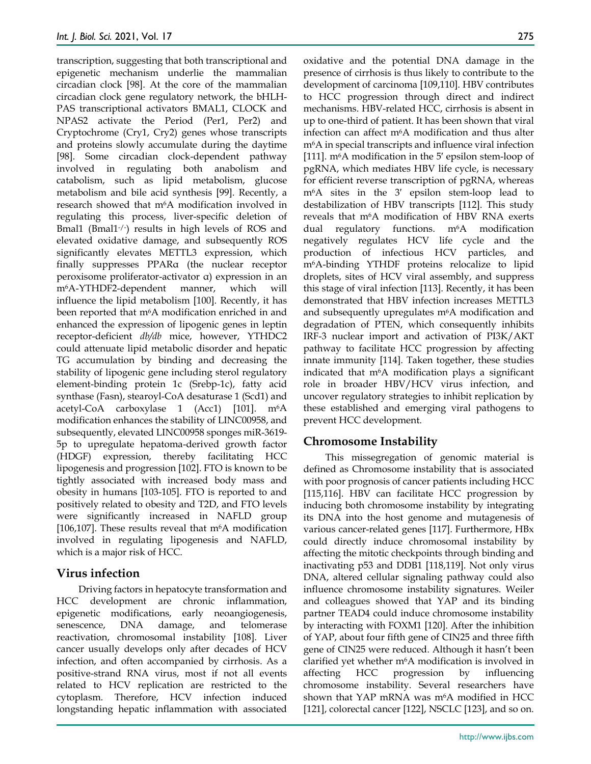transcription, suggesting that both transcriptional and epigenetic mechanism underlie the mammalian circadian clock [98]. At the core of the mammalian circadian clock gene regulatory network, the bHLH-PAS transcriptional activators BMAL1, CLOCK and NPAS2 activate the Period (Per1, Per2) and Cryptochrome (Cry1, Cry2) genes whose transcripts and proteins slowly accumulate during the daytime [98]. Some circadian clock-dependent pathway involved in regulating both anabolism and catabolism, such as lipid metabolism, glucose metabolism and bile acid synthesis [99]. Recently, a research showed that m6A modification involved in regulating this process, liver-specific deletion of Bmal1 (Bmal1-/-) results in high levels of ROS and elevated oxidative damage, and subsequently ROS significantly elevates METTL3 expression, which finally suppresses PPARα (the nuclear receptor peroxisome proliferator-activator α) expression in an m6A-YTHDF2-dependent manner, which will influence the lipid metabolism [100]. Recently, it has been reported that m6A modification enriched in and enhanced the expression of lipogenic genes in leptin receptor-deficient *db/db* mice, however, YTHDC2 could attenuate lipid metabolic disorder and hepatic TG accumulation by binding and decreasing the stability of lipogenic gene including sterol regulatory element-binding protein 1c (Srebp-1c), fatty acid synthase (Fasn), stearoyl-CoA desaturase 1 (Scd1) and acetyl-CoA carboxylase 1 (Acc1) [101]. m6A modification enhances the stability of LINC00958, and subsequently, elevated LINC00958 sponges miR-3619-5p to upregulate hepatoma-derived growth factor (HDGF) expression, thereby facilitating HCC lipogenesis and progression [102]. FTO is known to be tightly associated with increased body mass and obesity in humans [103-105]. FTO is reported to and positively related to obesity and T2D, and FTO levels were significantly increased in NAFLD group [106,107]. These results reveal that m6A modification involved in regulating lipogenesis and NAFLD, which is a major risk of HCC.

## Virus infection

Driving factors in hepatocyte transformation and HCC development are chronic inflammation, epigenetic modifications, early neoangiogenesis, senescence, DNA damage, and telomerase reactivation, chromosomal instability [108]. Liver cancer usually develops only after decades of HCV infection, and often accompanied by cirrhosis. As a positive-strand RNA virus, most if not all events related to HCV replication are restricted to the cytoplasm. Therefore, HCV infection induced longstanding hepatic inflammation with associated oxidative and the potential DNA damage in the presence of cirrhosis is thus likely to contribute to the development of carcinoma [109,110]. HBV contributes to HCC progression through direct and indirect mechanisms. HBV-related HCC, cirrhosis is absent in up to one-third of patient. It has been shown that viral infection can affect m6A modification and thus alter m6A in special transcripts and influence viral infection [111]. m6A modification in the 5′ epsilon stem-loop of pgRNA, which mediates HBV life cycle, is necessary for efficient reverse transcription of pgRNA, whereas m6A sites in the 3′ epsilon stem-loop lead to destabilization of HBV transcripts [112]. This study reveals that m6A modification of HBV RNA exerts dual regulatory functions. m6A modification negatively regulates HCV life cycle and the production of infectious HCV particles, and m6A-binding YTHDF proteins relocalize to lipid droplets, sites of HCV viral assembly, and suppress this stage of viral infection [113]. Recently, it has been demonstrated that HBV infection increases METTL3 and subsequently upregulates m6A modification and degradation of PTEN, which consequently inhibits IRF-3 nuclear import and activation of PI3K/AKT pathway to facilitate HCC progression by affecting innate immunity [114]. Taken together, these studies indicated that m6A modification plays a significant role in broader HBV/HCV virus infection, and uncover regulatory strategies to inhibit replication by these established and emerging viral pathogens to prevent HCC development.

## Chromosome Instability

This missegregation of genomic material is defined as Chromosome instability that is associated with poor prognosis of cancer patients including HCC [115,116]. HBV can facilitate HCC progression by inducing both chromosome instability by integrating its DNA into the host genome and mutagenesis of various cancer-related genes [117]. Furthermore, HBx could directly induce chromosomal instability by affecting the mitotic checkpoints through binding and inactivating p53 and DDB1 [118,119]. Not only virus DNA, altered cellular signaling pathway could also influence chromosome instability signatures. Weiler and colleagues showed that YAP and its binding partner TEAD4 could induce chromosome instability by interacting with FOXM1 [120]. After the inhibition of YAP, about four fifth gene of CIN25 and three fifth gene of CIN25 were reduced. Although it hasn't been clarified yet whether m6A modification is involved in affecting HCC progression by influencing chromosome instability. Several researchers have shown that YAP mRNA was m6A modified in HCC [121], colorectal cancer [122], NSCLC [123], and so on.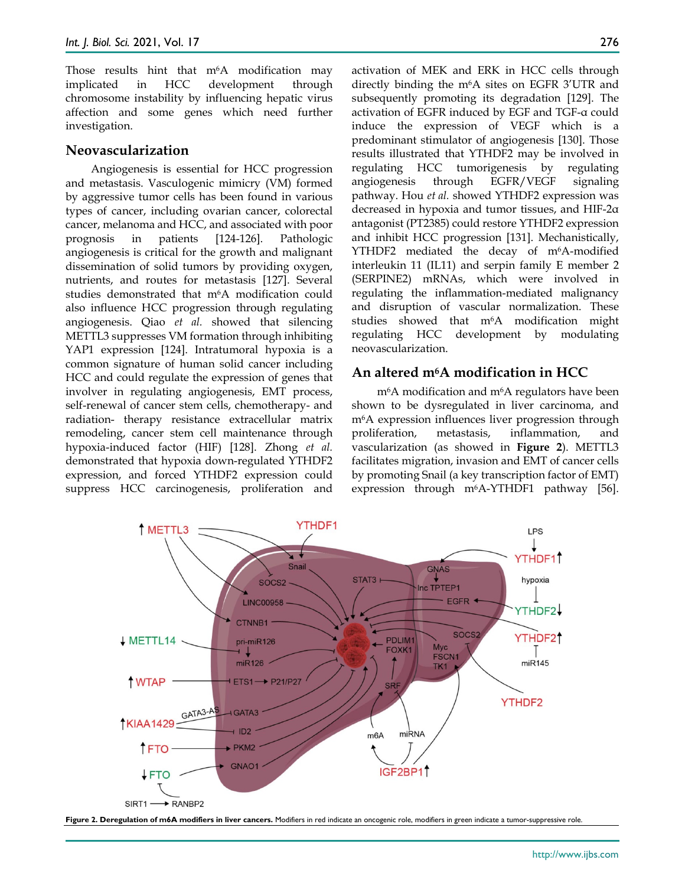Those results hint that m6A modification may implicated in HCC development through chromosome instability by influencing hepatic virus affection and some genes which need further investigation.

## Neovascularization

Angiogenesis is essential for HCC progression and metastasis. Vasculogenic mimicry (VM) formed by aggressive tumor cells has been found in various types of cancer, including ovarian cancer, colorectal cancer, melanoma and HCC, and associated with poor prognosis in patients [124-126]. Pathologic angiogenesis is critical for the growth and malignant dissemination of solid tumors by providing oxygen, nutrients, and routes for metastasis [127]. Several studies demonstrated that m6A modification could also influence HCC progression through regulating angiogenesis. Qiao *et al.* showed that silencing METTL3 suppresses VM formation through inhibiting YAP1 expression [124]. Intratumoral hypoxia is a common signature of human solid cancer including HCC and could regulate the expression of genes that involver in regulating angiogenesis, EMT process, self-renewal of cancer stem cells, chemotherapy- and radiation- therapy resistance extracellular matrix remodeling, cancer stem cell maintenance through hypoxia-induced factor (HIF) [128]. Zhong *et al.* demonstrated that hypoxia down-regulated YTHDF2 expression, and forced YTHDF2 expression could suppress HCC carcinogenesis, proliferation and activation of MEK and ERK in HCC cells through directly binding the m6A sites on EGFR 3'UTR and subsequently promoting its degradation [129]. The activation of EGFR induced by EGF and TGF-α could induce the expression of VEGF which is a predominant stimulator of angiogenesis [130]. Those results illustrated that YTHDF2 may be involved in regulating HCC tumorigenesis by regulating angiogenesis through EGFR/VEGF signaling pathway. Hou *et al.* showed YTHDF2 expression was decreased in hypoxia and tumor tissues, and HIF-2α antagonist (PT2385) could restore YTHDF2 expression and inhibit HCC progression [131]. Mechanistically, YTHDF2 mediated the decay of m6A-modified interleukin 11 (IL11) and serpin family E member 2 (SERPINE2) mRNAs, which were involved in regulating the inflammation-mediated malignancy and disruption of vascular normalization. These studies showed that m6A modification might regulating HCC development by modulating neovascularization.

## An altered m6A modification in HCC

m6A modification and m6A regulators have been shown to be dysregulated in liver carcinoma, and m6A expression influences liver progression through proliferation, metastasis, inflammation, and vascularization (as showed in **Figure 2**). METTL3 facilitates migration, invasion and EMT of cancer cells by promoting Snail (a key transcription factor of EMT) expression through m6A-YTHDF1 pathway [56].

**Figure 2. Deregulation of m6A modifiers in liver cancers.** Modifiers in red indicate an oncogenic role, modifiers in green indicate a tumor-suppressive role.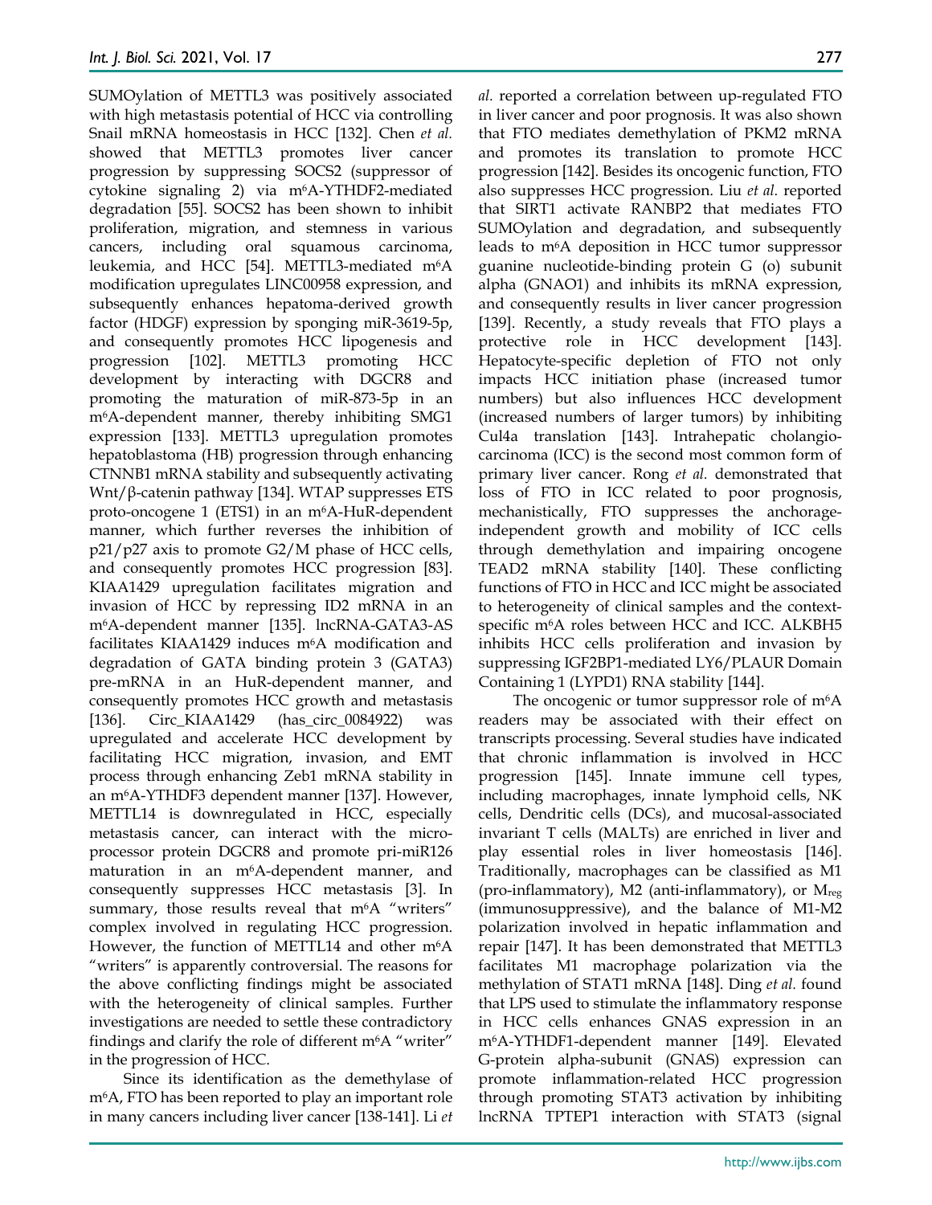SUMOylation of METTL3 was positively associated with high metastasis potential of HCC via controlling Snail mRNA homeostasis in HCC [132]. Chen *et al.* showed that METTL3 promotes liver cancer progression by suppressing SOCS2 (suppressor of cytokine signaling 2) via m6A-YTHDF2-mediated degradation [55]. SOCS2 has been shown to inhibit proliferation, migration, and stemness in various cancers, including oral squamous carcinoma, leukemia, and HCC [54]. METTL3-mediated m6A modification upregulates LINC00958 expression, and subsequently enhances hepatoma-derived growth factor (HDGF) expression by sponging miR-3619-5p, and consequently promotes HCC lipogenesis and progression [102]. METTL3 promoting HCC development by interacting with DGCR8 and promoting the maturation of miR-873-5p in an m6A-dependent manner, thereby inhibiting SMG1 expression [133]. METTL3 upregulation promotes hepatoblastoma (HB) progression through enhancing CTNNB1 mRNA stability and subsequently activating Wnt/β-catenin pathway [134]. WTAP suppresses ETS proto-oncogene 1 (ETS1) in an m6A-HuR-dependent manner, which further reverses the inhibition of p21/p27 axis to promote G2/M phase of HCC cells, and consequently promotes HCC progression [83]. KIAA1429 upregulation facilitates migration and invasion of HCC by repressing ID2 mRNA in an m6A-dependent manner [135]. lncRNA-GATA3-AS facilitates KIAA1429 induces m6A modification and degradation of GATA binding protein 3 (GATA3) pre-mRNA in an HuR-dependent manner, and consequently promotes HCC growth and metastasis [136]. Circ_KIAA1429 (has_circ_0084922) was upregulated and accelerate HCC development by facilitating HCC migration, invasion, and EMT process through enhancing Zeb1 mRNA stability in an m6A-YTHDF3 dependent manner [137]. However, METTL14 is downregulated in HCC, especially metastasis cancer, can interact with the micro-processor protein DGCR8 and promote pri-miR126 maturation in an m6A-dependent manner, and consequently suppresses HCC metastasis [3]. In summary, those results reveal that m6A "writers" complex involved in regulating HCC progression. However, the function of METTL14 and other m6A "writers" is apparently controversial. The reasons for the above conflicting findings might be associated with the heterogeneity of clinical samples. Further investigations are needed to settle these contradictory findings and clarify the role of different m6A "writer" in the progression of HCC.

Since its identification as the demethylase of m6A, FTO has been reported to play an important role in many cancers including liver cancer [138-141]. Li *et al.* reported a correlation between up-regulated FTO in liver cancer and poor prognosis. It was also shown that FTO mediates demethylation of PKM2 mRNA and promotes its translation to promote HCC progression [142]. Besides its oncogenic function, FTO also suppresses HCC progression. Liu *et al.* reported that SIRT1 activate RANBP2 that mediates FTO SUMOylation and degradation, and subsequently leads to m6A deposition in HCC tumor suppressor guanine nucleotide-binding protein G (o) subunit alpha (GNAO1) and inhibits its mRNA expression, and consequently results in liver cancer progression [139]. Recently, a study reveals that FTO plays a protective role in HCC development [143]. Hepatocyte-specific depletion of FTO not only impacts HCC initiation phase (increased tumor numbers) but also influences HCC development (increased numbers of larger tumors) by inhibiting Cul4a translation [143]. Intrahepatic cholangiocarcinoma (ICC) is the second most common form of primary liver cancer. Rong *et al.* demonstrated that loss of FTO in ICC related to poor prognosis, mechanistically, FTO suppresses the anchorage-independent growth and mobility of ICC cells through demethylation and impairing oncogene TEAD2 mRNA stability [140]. These conflicting functions of FTO in HCC and ICC might be associated to heterogeneity of clinical samples and the context-specific m6A roles between HCC and ICC. ALKBH5 inhibits HCC cells proliferation and invasion by suppressing IGF2BP1-mediated LY6/PLAUR Domain Containing 1 (LYPD1) RNA stability [144].

The oncogenic or tumor suppressor role of m6A readers may be associated with their effect on transcripts processing. Several studies have indicated that chronic inflammation is involved in HCC progression [145]. Innate immune cell types, including macrophages, innate lymphoid cells, NK cells, Dendritic cells (DCs), and mucosal-associated invariant T cells (MALTs) are enriched in liver and play essential roles in liver homeostasis [146]. Traditionally, macrophages can be classified as M1 (pro-inflammatory), M2 (anti-inflammatory), or $M_{reg}$ (immunosuppressive), and the balance of M1-M2 polarization involved in hepatic inflammation and repair [147]. It has been demonstrated that METTL3 facilitates M1 macrophage polarization via the methylation of STAT1 mRNA [148]. Ding *et al.* found that LPS used to stimulate the inflammatory response in HCC cells enhances GNAS expression in an m6A-YTHDF1-dependent manner [149]. Elevated G-protein alpha-subunit (GNAS) expression can promote inflammation-related HCC progression through promoting STAT3 activation by inhibiting lncRNA TPTEP1 interaction with STAT3 (signal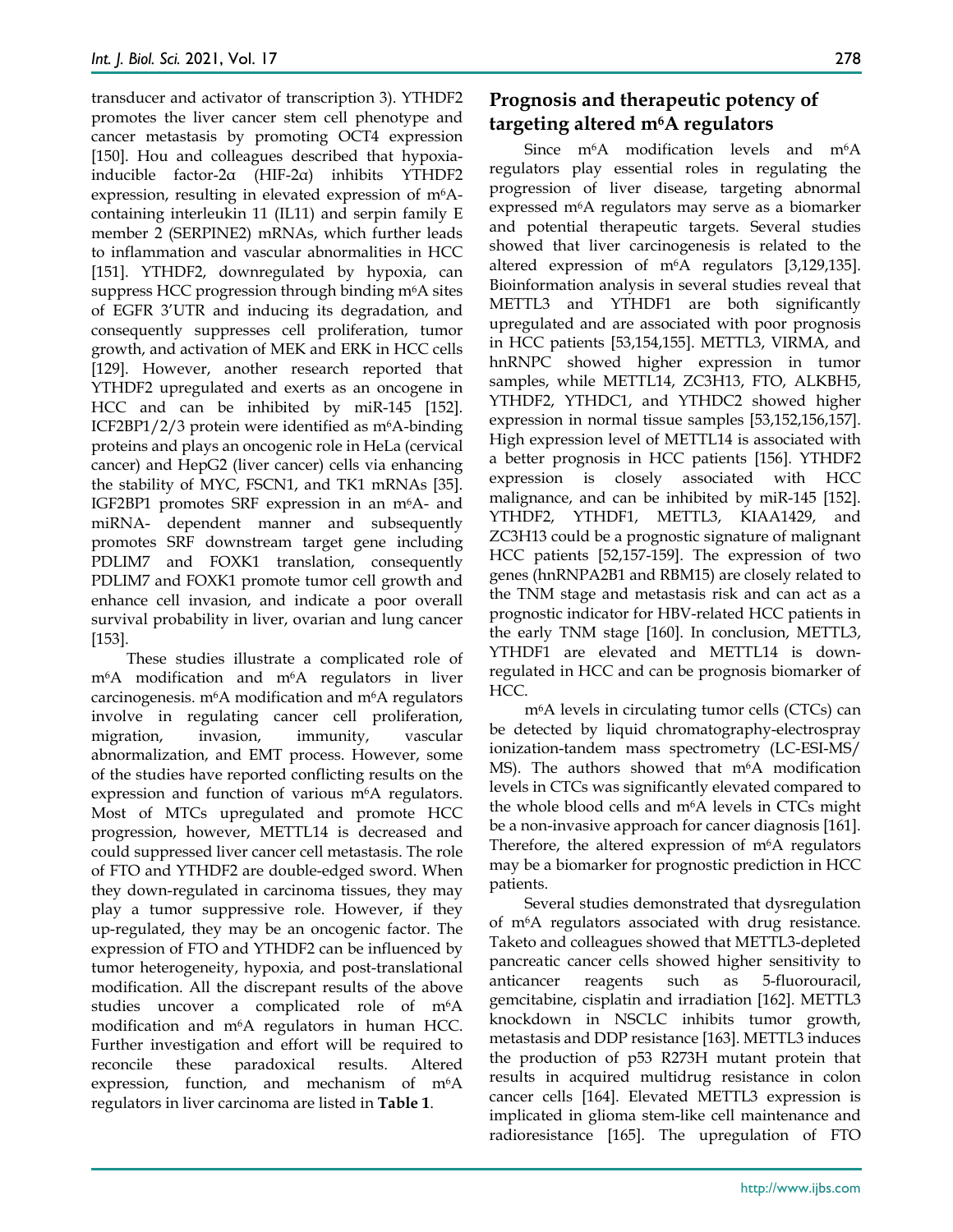transducer and activator of transcription 3). YTHDF2 promotes the liver cancer stem cell phenotype and cancer metastasis by promoting OCT4 expression [150]. Hou and colleagues described that hypoxia-inducible factor-2α (HIF-2α) inhibits YTHDF2 expression, resulting in elevated expression of m$^6$A-containing interleukin 11 (IL11) and serpin family E member 2 (SERPINE2) mRNAs, which further leads to inflammation and vascular abnormalities in HCC [151]. YTHDF2, downregulated by hypoxia, can suppress HCC progression through binding m$^6$A sites of EGFR 3'UTR and inducing its degradation, and consequently suppresses cell proliferation, tumor growth, and activation of MEK and ERK in HCC cells [129]. However, another research reported that YTHDF2 upregulated and exerts as an oncogene in HCC and can be inhibited by miR-145 [152]. ICF2BP1/2/3 protein were identified as m$^6$A-binding proteins and plays an oncogenic role in HeLa (cervical cancer) and HepG2 (liver cancer) cells via enhancing the stability of MYC, FSCN1, and TK1 mRNAs [35]. IGF2BP1 promotes SRF expression in an m$^6$A- and miRNA- dependent manner and subsequently promotes SRF downstream target gene including PDLIM7 and FOXK1 translation, consequently PDLIM7 and FOXK1 promote tumor cell growth and enhance cell invasion, and indicate a poor overall survival probability in liver, ovarian and lung cancer [153].

These studies illustrate a complicated role of m$^6$A modification and m$^6$A regulators in liver carcinogenesis. m$^6$A modification and m$^6$A regulators involve in regulating cancer cell proliferation, migration, invasion, immunity, vascular abnormalization, and EMT process. However, some of the studies have reported conflicting results on the expression and function of various m$^6$A regulators. Most of MTCs upregulated and promote HCC progression, however, METTL14 is decreased and could suppressed liver cancer cell metastasis. The role of FTO and YTHDF2 are double-edged sword. When they down-regulated in carcinoma tissues, they may play a tumor suppressive role. However, if they up-regulated, they may be an oncogenic factor. The expression of FTO and YTHDF2 can be influenced by tumor heterogeneity, hypoxia, and post-translational modification. All the discrepant results of the above studies uncover a complicated role of m$^6$A modification and m$^6$A regulators in human HCC. Further investigation and effort will be required to reconcile these paradoxical results. Altered expression, function, and mechanism of m$^6$A regulators in liver carcinoma are listed in **Table 1**.

## Prognosis and therapeutic potency of targeting altered m$^6$A regulators

Since m$^6$A modification levels and m$^6$A regulators play essential roles in regulating the progression of liver disease, targeting abnormal expressed m$^6$A regulators may serve as a biomarker and potential therapeutic targets. Several studies showed that liver carcinogenesis is related to the altered expression of m$^6$A regulators [3,129,135]. Bioinformation analysis in several studies reveal that METTL3 and YTHDF1 are both significantly upregulated and are associated with poor prognosis in HCC patients [53,154,155]. METTL3, VIRMA, and hnRNPC showed higher expression in tumor samples, while METTL14, ZC3H13, FTO, ALKBH5, YTHDF2, YTHDC1, and YTHDC2 showed higher expression in normal tissue samples [53,152,156,157]. High expression level of METTL14 is associated with a better prognosis in HCC patients [156]. YTHDF2 expression is closely associated with HCC malignance, and can be inhibited by miR-145 [152]. YTHDF2, YTHDF1, METTL3, KIAA1429, and ZC3H13 could be a prognostic signature of malignant HCC patients [52,157-159]. The expression of two genes (hnRNPA2B1 and RBM15) are closely related to the TNM stage and metastasis risk and can act as a prognostic indicator for HBV-related HCC patients in the early TNM stage [160]. In conclusion, METTL3, YTHDF1 are elevated and METTL14 is down-regulated in HCC and can be prognosis biomarker of HCC.

m$^6$A levels in circulating tumor cells (CTCs) can be detected by liquid chromatography-electrospray ionization-tandem mass spectrometry (LC-ESI-MS/MS). The authors showed that m$^6$A modification levels in CTCs was significantly elevated compared to the whole blood cells and m$^6$A levels in CTCs might be a non-invasive approach for cancer diagnosis [161]. Therefore, the altered expression of m$^6$A regulators may be a biomarker for prognostic prediction in HCC patients.

Several studies demonstrated that dysregulation of m$^6$A regulators associated with drug resistance. Taketo and colleagues showed that METTL3-depleted pancreatic cancer cells showed higher sensitivity to anticancer reagents such as 5-fluorouracil, gemcitabine, cisplatin and irradiation [162]. METTL3 knockdown in NSCLC inhibits tumor growth, metastasis and DDP resistance [163]. METTL3 induces the production of p53 R273H mutant protein that results in acquired multidrug resistance in colon cancer cells [164]. Elevated METTL3 expression is implicated in glioma stem-like cell maintenance and radioresistance [165]. The upregulation of FTO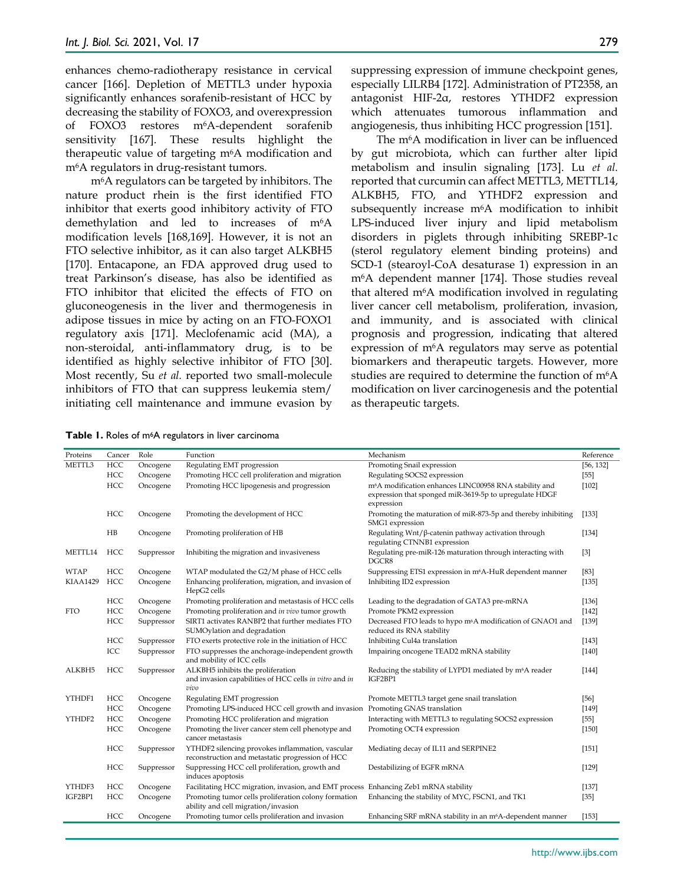enhances chemo-radiotherapy resistance in cervical cancer [166]. Depletion of METTL3 under hypoxia significantly enhances sorafenib-resistant of HCC by decreasing the stability of FOXO3, and overexpression of FOXO3 restores m6A-dependent sorafenib sensitivity [167]. These results highlight the therapeutic value of targeting m6A modification and m6A regulators in drug-resistant tumors.

m6A regulators can be targeted by inhibitors. The nature product rhein is the first identified FTO inhibitor that exerts good inhibitory activity of FTO demethylation and led to increases of m6A modification levels [168,169]. However, it is not an FTO selective inhibitor, as it can also target ALKBH5 [170]. Entacapone, an FDA approved drug used to treat Parkinson's disease, has also be identified as FTO inhibitor that elicited the effects of FTO on gluconeogenesis in the liver and thermogenesis in adipose tissues in mice by acting on an FTO-FOXO1 regulatory axis [171]. Meclofenamic acid (MA), a non-steroidal, anti-inflammatory drug, is to be identified as highly selective inhibitor of FTO [30]. Most recently, Su *et al.* reported two small-molecule inhibitors of FTO that can suppress leukemia stem/initiating cell maintenance and immune evasion by suppressing expression of immune checkpoint genes, especially LILRB4 [172]. Administration of PT2358, an antagonist HIF-2α, restores YTHDF2 expression which attenuates tumorous inflammation and angiogenesis, thus inhibiting HCC progression [151].

The m6A modification in liver can be influenced by gut microbiota, which can further alter lipid metabolism and insulin signaling [173]. Lu *et al.* reported that curcumin can affect METTL3, METTL14, ALKBH5, FTO, and YTHDF2 expression and subsequently increase m6A modification to inhibit LPS-induced liver injury and lipid metabolism disorders in piglets through inhibiting SREBP-1c (sterol regulatory element binding proteins) and SCD-1 (stearoyl-CoA desaturase 1) expression in an m6A dependent manner [174]. Those studies reveal that altered m6A modification involved in regulating liver cancer cell metabolism, proliferation, invasion, and immunity, and is associated with clinical prognosis and progression, indicating that altered expression of m6A regulators may serve as potential biomarkers and therapeutic targets. However, more studies are required to determine the function of m6A modification on liver carcinogenesis and the potential as therapeutic targets.

**Table 1.** Roles of m6A regulators in liver carcinoma

| Proteins | Cancer | Role | Function | Mechanism | Reference |
|---|---|---|---|---|---|
| METTL3 | HCC | Oncogene | Regulating EMT progression | Promoting Snail expression | [56, 132] |
| | HCC | Oncogene | Promoting HCC cell proliferation and migration | Regulating SOCS2 expression | [55] |
| | HCC | Oncogene | Promoting HCC lipogenesis and progression | m6A modification enhances LINC00958 RNA stability and expression that sponged miR-3619-5p to upregulate HDGF expression | [102] |
| | HCC | Oncogene | Promoting the development of HCC | Promoting the maturation of miR-873-5p and thereby inhibiting SMG1 expression | [133] |
| | HB | Oncogene | Promoting proliferation of HB | Regulating Wnt/β-catenin pathway activation through regulating CTNNB1 expression | [134] |
| METTL14 | HCC | Suppressor | Inhibiting the migration and invasiveness | Regulating pre-miR-126 maturation through interacting with DGCR8 | [3] |
| WTAP | HCC | Oncogene | WTAP modulated the G2/M phase of HCC cells | Suppressing ETS1 expression in m6A-HuR dependent manner | [83] |
| KIAA1429 | HCC | Oncogene | Enhancing proliferation, migration, and invasion of HepG2 cells | Inhibiting ID2 expression | [135] |
| | HCC | Oncogene | Promoting proliferation and metastasis of HCC cells | Leading to the degradation of GATA3 pre-mRNA | [136] |
| FTO | HCC | Oncogene | Promoting proliferation and *in vivo* tumor growth | Promote PKM2 expression | [142] |
| | HCC | Suppressor | SIRT1 activates RANBP2 that further mediates FTO SUMOylation and degradation | Decreased FTO leads to hypo m6A modification of GNAO1 and reduced its RNA stability | [139] |
| | HCC | Suppressor | FTO exerts protective role in the initiation of HCC | Inhibiting Cul4a translation | [143] |
| | ICC | Suppressor | FTO suppresses the anchorage-independent growth and mobility of ICC cells | Impairing oncogene TEAD2 mRNA stability | [140] |
| ALKBH5 | HCC | Suppressor | ALKBH5 inhibits the proliferation and invasion capabilities of HCC cells *in vitro* and *in vivo* | Reducing the stability of LYPD1 mediated by m6A reader IGF2BP1 | [144] |
| YTHDF1 | HCC | Oncogene | Regulating EMT progression | Promote METTL3 target gene snail translation | [56] |
| | HCC | Oncogene | Promoting LPS-induced HCC cell growth and invasion | Promoting GNAS translation | [149] |
| YTHDF2 | HCC | Oncogene | Promoting HCC proliferation and migration | Interacting with METTL3 to regulating SOCS2 expression | [55] |
| | HCC | Oncogene | Promoting the liver cancer stem cell phenotype and cancer metastasis | Promoting OCT4 expression | [150] |
| | HCC | Suppressor | YTHDF2 silencing provokes inflammation, vascular reconstruction and metastatic progression of HCC | Mediating decay of IL11 and SERPINE2 | [151] |
| | HCC | Suppressor | Suppressing HCC cell proliferation, growth and induces apoptosis | Destabilizing of EGFR mRNA | [129] |
| YTHDF3 | HCC | Oncogene | Facilitating HCC migration, invasion, and EMT process | Enhancing Zeb1 mRNA stability | [137] |
| IGF2BP1 | HCC | Oncogene | Promoting tumor cells proliferation colony formation ability and cell migration/invasion | Enhancing the stability of MYC, FSCN1, and TK1 | [35] |
| | HCC | Oncogene | Promoting tumor cells proliferation and invasion | Enhancing SRF mRNA stability in an m6A-dependent manner | [153] |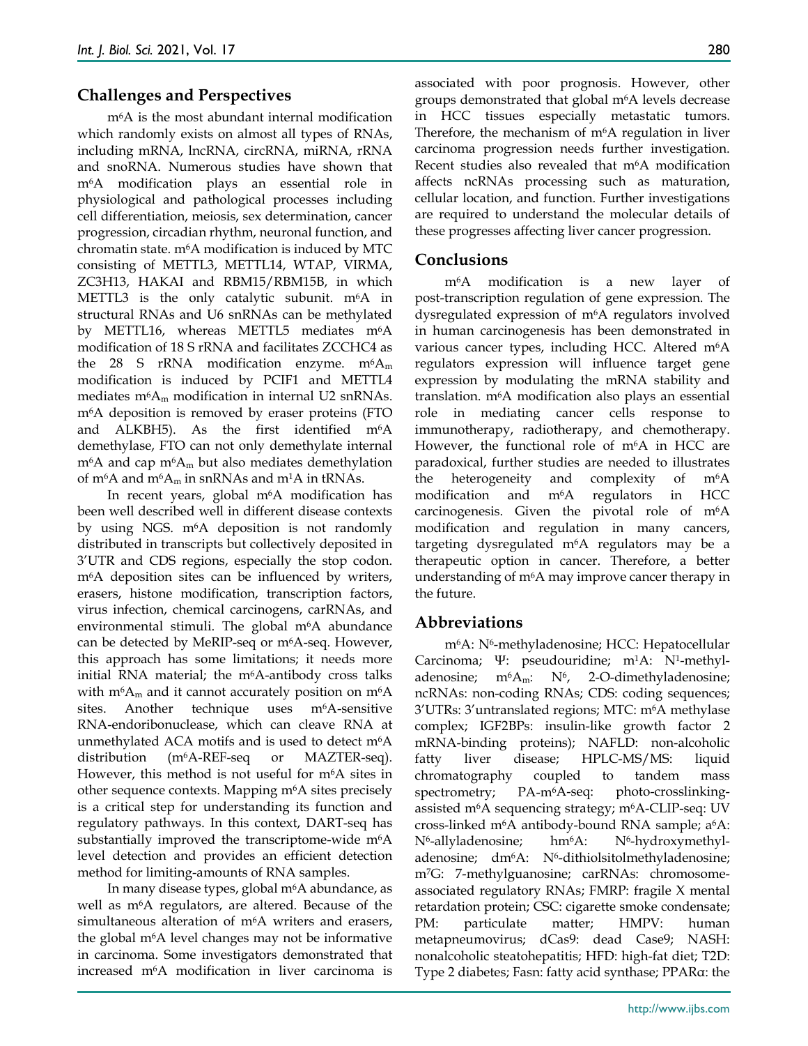## Challenges and Perspectives

$m^6A$ is the most abundant internal modification which randomly exists on almost all types of RNAs, including mRNA, lncRNA, circRNA, miRNA, rRNA and snoRNA. Numerous studies have shown that $m^6A$ modification plays an essential role in physiological and pathological processes including cell differentiation, meiosis, sex determination, cancer progression, circadian rhythm, neuronal function, and chromatin state. $m^6A$ modification is induced by MTC consisting of METTL3, METTL14, WTAP, VIRMA, ZC3H13, HAKAI and RBM15/RBM15B, in which METTL3 is the only catalytic subunit. $m^6A$ in structural RNAs and U6 snRNAs can be methylated by METTL16, whereas METTL5 mediates $m^6A$ modification of 18 S rRNA and facilitates ZCCHC4 as the 28 S rRNA modification enzyme. $m^6A_m$ modification is induced by PCIF1 and METTL4 mediates $m^6A_m$ modification in internal U2 snRNAs. $m^6A$ deposition is removed by eraser proteins (FTO and ALKBH5). As the first identified $m^6A$ demethylase, FTO can not only demethylate internal $m^6A$ and cap $m^6A_m$ but also mediates demethylation of $m^6A$ and $m^6A_m$ in snRNAs and $m^1A$ in tRNAs.

In recent years, global $m^6A$ modification has been well described well in different disease contexts by using NGS. $m^6A$ deposition is not randomly distributed in transcripts but collectively deposited in 3'UTR and CDS regions, especially the stop codon. $m^6A$ deposition sites can be influenced by writers, erasers, histone modification, transcription factors, virus infection, chemical carcinogens, carRNAs, and environmental stimuli. The global $m^6A$ abundance can be detected by MeRIP-seq or $m^6A$-seq. However, this approach has some limitations; it needs more initial RNA material; the $m^6A$-antibody cross talks with $m^6A_m$ and it cannot accurately position on $m^6A$ sites. Another technique uses $m^6A$-sensitive RNA-endoribonuclease, which can cleave RNA at unmethylated ACA motifs and is used to detect $m^6A$ distribution ($m^6A$-REF-seq or MAZTER-seq). However, this method is not useful for $m^6A$ sites in other sequence contexts. Mapping $m^6A$ sites precisely is a critical step for understanding its function and regulatory pathways. In this context, DART-seq has substantially improved the transcriptome-wide $m^6A$ level detection and provides an efficient detection method for limiting-amounts of RNA samples.

In many disease types, global $m^6A$ abundance, as well as $m^6A$ regulators, are altered. Because of the simultaneous alteration of $m^6A$ writers and erasers, the global $m^6A$ level changes may not be informative in carcinoma. Some investigators demonstrated that increased $m^6A$ modification in liver carcinoma is associated with poor prognosis. However, other groups demonstrated that global $m^6A$ levels decrease in HCC tissues especially metastatic tumors. Therefore, the mechanism of $m^6A$ regulation in liver carcinoma progression needs further investigation. Recent studies also revealed that $m^6A$ modification affects ncRNAs processing such as maturation, cellular location, and function. Further investigations are required to understand the molecular details of these progresses affecting liver cancer progression.

## Conclusions

$m^6A$ modification is a new layer of post-transcription regulation of gene expression. The dysregulated expression of $m^6A$ regulators involved in human carcinogenesis has been demonstrated in various cancer types, including HCC. Altered $m^6A$ regulators expression will influence target gene expression by modulating the mRNA stability and translation. $m^6A$ modification also plays an essential role in mediating cancer cells response to immunotherapy, radiotherapy, and chemotherapy. However, the functional role of $m^6A$ in HCC are paradoxical, further studies are needed to illustrates the heterogeneity and complexity of $m^6A$ modification and $m^6A$ regulators in HCC carcinogenesis. Given the pivotal role of $m^6A$ modification and regulation in many cancers, targeting dysregulated $m^6A$ regulators may be a therapeutic option in cancer. Therefore, a better understanding of $m^6A$ may improve cancer therapy in the future.

## Abbreviations

$m^6A$: $N^6$-methyladenosine; HCC: Hepatocellular Carcinoma; Ψ: pseudouridine; $m^1A$: $N^1$-methyladenosine; $m^6A_m$: $N^6$, 2-O-dimethyladenosine; ncRNAs: non-coding RNAs; CDS: coding sequences; 3'UTRs: 3'untranslated regions; MTC: $m^6A$ methylase complex; IGF2BPs: insulin-like growth factor 2 mRNA-binding proteins); NAFLD: non-alcoholic fatty liver disease; HPLC-MS/MS: liquid chromatography coupled to tandem mass spectrometry; PA-$m^6A$-seq: photo-crosslinking-assisted $m^6A$ sequencing strategy; $m^6A$-CLIP-seq: UV cross-linked $m^6A$ antibody-bound RNA sample; $a^6A$: $N^6$-allyladenosine; $hm^6A$: $N^6$-hydroxymethyladenosine; $dm^6A$: $N^6$-dithiolsitolmethyladenosine; $m^7G$: 7-methylguanosine; carRNAs: chromosome-associated regulatory RNAs; FMRP: fragile X mental retardation protein; CSC: cigarette smoke condensate; PM: particulate matter; HMPV: human metapneumovirus; dCas9: dead Case9; NASH: nonalcoholic steatohepatitis; HFD: high-fat diet; T2D: Type 2 diabetes; Fasn: fatty acid synthase; PPARα: the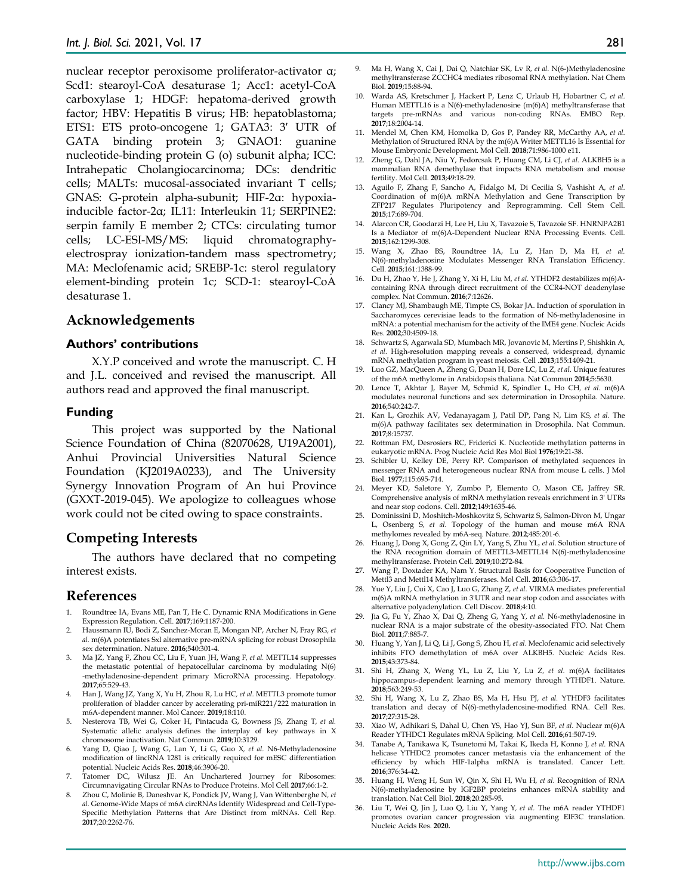nuclear receptor peroxisome proliferator-activator α; Scd1: stearoyl-CoA desaturase 1; Acc1: acetyl-CoA carboxylase 1; HDGF: hepatoma-derived growth factor; HBV: Hepatitis B virus; HB: hepatoblastoma; ETS1: ETS proto-oncogene 1; GATA3: 3′ UTR of GATA binding protein 3; GNAO1: guanine nucleotide-binding protein G (o) subunit alpha; ICC: Intrahepatic Cholangiocarcinoma; DCs: dendritic cells; MALTs: mucosal-associated invariant T cells; GNAS: G-protein alpha-subunit; HIF-2α: hypoxia-inducible factor-2α; IL11: Interleukin 11; SERPINE2: serpin family E member 2; CTCs: circulating tumor cells; LC-ESI-MS/MS: liquid chromatography-electrospray ionization-tandem mass spectrometry; MA: Meclofenamic acid; SREBP-1c: sterol regulatory element-binding protein 1c; SCD-1: stearoyl-CoA desaturase 1.

## Acknowledgements

### Authors' contributions

X.Y.P conceived and wrote the manuscript. C. H and J.L. conceived and revised the manuscript. All authors read and approved the final manuscript.

### Funding

This project was supported by the National Science Foundation of China (82070628, U19A2001), Anhui Provincial Universities Natural Science Foundation (KJ2019A0233), and The University Synergy Innovation Program of An hui Province (GXXT-2019-045). We apologize to colleagues whose work could not be cited owing to space constraints.

## Competing Interests

The authors have declared that no competing interest exists.

## References

1. Roundtree IA, Evans ME, Pan T, He C. Dynamic RNA Modifications in Gene Expression Regulation. Cell. **2017**;169:1187-200.
2. Haussmann IU, Bodi Z, Sanchez-Moran E, Mongan NP, Archer N, Fray RG, *et al.* m(6)A potentiates Sxl alternative pre-mRNA splicing for robust Drosophila sex determination. Nature. **2016**;540:301-4.
3. Ma JZ, Yang F, Zhou CC, Liu F, Yuan JH, Wang F, *et al.* METTL14 suppresses the metastatic potential of hepatocellular carcinoma by modulating N(6) -methyladenosine-dependent primary MicroRNA processing. Hepatology. **2017**;65:529-43.
4. Han J, Wang JZ, Yang X, Yu H, Zhou R, Lu HC, *et al.* METTL3 promote tumor proliferation of bladder cancer by accelerating pri-miR221/222 maturation in m6A-dependent manner. Mol Cancer. **2019**;18:110.
5. Nesterova TB, Wei G, Coker H, Pintacuda G, Bowness JS, Zhang T, *et al.* Systematic allelic analysis defines the interplay of key pathways in X chromosome inactivation. Nat Commun. **2019**;10:3129.
6. Yang D, Qiao J, Wang G, Lan Y, Li G, Guo X, *et al.* N6-Methyladenosine modification of lincRNA 1281 is critically required for mESC differentiation potential. Nucleic Acids Res. **2018**;46:3906-20.
7. Tatomer DC, Wilusz JE. An Unchartered Journey for Ribosomes: Circumnavigating Circular RNAs to Produce Proteins. Mol Cell **2017**;66:1-2.
8. Zhou C, Molinie B, Daneshvar K, Pondick JV, Wang J, Van Wittenberghe N, *et al.* Genome-Wide Maps of m6A circRNAs Identify Widespread and Cell-Type-Specific Methylation Patterns that Are Distinct from mRNAs. Cell Rep. **2017**;20:2262-76.
9. Ma H, Wang X, Cai J, Dai Q, Natchiar SK, Lv R, *et al.* N(6-)Methyladenosine methyltransferase ZCCHC4 mediates ribosomal RNA methylation. Nat Chem Biol. **2019**;15:88-94.
10. Warda AS, Kretschmer J, Hackert P, Lenz C, Urlaub H, Hobartner C, *et al.* Human METTL16 is a N(6)-methyladenosine (m(6)A) methyltransferase that targets pre-mRNAs and various non-coding RNAs. EMBO Rep. **2017**;18:2004-14.
11. Mendel M, Chen KM, Homolka D, Gos P, Pandey RR, McCarthy AA, *et al.* Methylation of Structured RNA by the m(6)A Writer METTL16 Is Essential for Mouse Embryonic Development. Mol Cell. **2018**;71:986-1000 e11.
12. Zheng G, Dahl JA, Niu Y, Fedorcsak P, Huang CM, Li CJ, *et al.* ALKBH5 is a mammalian RNA demethylase that impacts RNA metabolism and mouse fertility. Mol Cell. **2013**;49:18-29.
13. Aguilo F, Zhang F, Sancho A, Fidalgo M, Di Cecilia S, Vashisht A, *et al.* Coordination of m(6)A mRNA Methylation and Gene Transcription by ZFP217 Regulates Pluripotency and Reprogramming. Cell Stem Cell. **2015**;17:689-704.
14. Alarcon CR, Goodarzi H, Lee H, Liu X, Tavazoie S, Tavazoie SF. HNRNPA2B1 Is a Mediator of m(6)A-Dependent Nuclear RNA Processing Events. Cell. **2015**;162:1299-308.
15. Wang X, Zhao BS, Roundtree IA, Lu Z, Han D, Ma H, *et al.* N(6)-methyladenosine Modulates Messenger RNA Translation Efficiency. Cell. **2015**;161:1388-99.
16. Du H, Zhao Y, He J, Zhang Y, Xi H, Liu M, *et al.* YTHDF2 destabilizes m(6)A-containing RNA through direct recruitment of the CCR4-NOT deadenylase complex. Nat Commun. **2016**;7:12626.
17. Clancy MJ, Shambaugh ME, Timpte CS, Bokar JA. Induction of sporulation in Saccharomyces cerevisiae leads to the formation of N6-methyladenosine in mRNA: a potential mechanism for the activity of the IME4 gene. Nucleic Acids Res. **2002**;30:4509-18.
18. Schwartz S, Agarwala SD, Mumbach MR, Jovanovic M, Mertins P, Shishkin A, *et al.* High-resolution mapping reveals a conserved, widespread, dynamic mRNA methylation program in yeast meiosis. Cell .**2013**;155:1409-21.
19. Luo GZ, MacQueen A, Zheng G, Duan H, Dore LC, Lu Z, *et al.* Unique features of the m6A methylome in Arabidopsis thaliana. Nat Commun **2014**;5:5630.
20. Lence T, Akhtar J, Bayer M, Schmid K, Spindler L, Ho CH, *et al.* m(6)A modulates neuronal functions and sex determination in Drosophila. Nature. **2016**;540:242-7.
21. Kan L, Grozhik AV, Vedanayagam J, Patil DP, Pang N, Lim KS, *et al.* The m(6)A pathway facilitates sex determination in Drosophila. Nat Commun. **2017**;8:15737.
22. Rottman FM, Desrosiers RC, Friderici K. Nucleotide methylation patterns in eukaryotic mRNA. Prog Nucleic Acid Res Mol Biol **1976**;19:21-38.
23. Schibler U, Kelley DE, Perry RP. Comparison of methylated sequences in messenger RNA and heterogeneous nuclear RNA from mouse L cells. J Mol Biol. **1977**;115:695-714.
24. Meyer KD, Saletore Y, Zumbo P, Elemento O, Mason CE, Jaffrey SR. Comprehensive analysis of mRNA methylation reveals enrichment in 3' UTRs and near stop codons. Cell. **2012**;149:1635-46.
25. Dominissini D, Moshitch-Moshkovitz S, Schwartz S, Salmon-Divon M, Ungar L, Osenberg S, *et al.* Topology of the human and mouse m6A RNA methylomes revealed by m6A-seq. Nature. **2012**;485:201-6.
26. Huang J, Dong X, Gong Z, Qin LY, Yang S, Zhu YL, *et al.* Solution structure of the RNA recognition domain of METTL3-METTL14 N(6)-methyladenosine methyltransferase. Protein Cell. **2019**;10:272-84.
27. Wang P, Doxtader KA, Nam Y. Structural Basis for Cooperative Function of Mettl3 and Mettl14 Methyltransferases. Mol Cell. **2016**;63:306-17.
28. Yue Y, Liu J, Cui X, Cao J, Luo G, Zhang Z, *et al.* VIRMA mediates preferential m(6)A mRNA methylation in 3'UTR and near stop codon and associates with alternative polyadenylation. Cell Discov. **2018**;4:10.
29. Jia G, Fu Y, Zhao X, Dai Q, Zheng G, Yang Y, *et al.* N6-methyladenosine in nuclear RNA is a major substrate of the obesity-associated FTO. Nat Chem Biol. **2011**;7:885-7.
30. Huang Y, Yan J, Li Q, Li J, Gong S, Zhou H, *et al.* Meclofenamic acid selectively inhibits FTO demethylation of m6A over ALKBH5. Nucleic Acids Res. **2015**;43:373-84.
31. Shi H, Zhang X, Weng YL, Lu Z, Liu Y, Lu Z, *et al.* m(6)A facilitates hippocampus-dependent learning and memory through YTHDF1. Nature. **2018**;563:249-53.
32. Shi H, Wang X, Lu Z, Zhao BS, Ma H, Hsu PJ, *et al.* YTHDF3 facilitates translation and decay of N(6)-methyladenosine-modified RNA. Cell Res. **2017**;27:315-28.
33. Xiao W, Adhikari S, Dahal U, Chen YS, Hao YJ, Sun BF, *et al.* Nuclear m(6)A Reader YTHDC1 Regulates mRNA Splicing. Mol Cell. **2016**;61:507-19.
34. Tanabe A, Tanikawa K, Tsunetomi M, Takai K, Ikeda H, Konno J, *et al.* RNA helicase YTHDC2 promotes cancer metastasis via the enhancement of the efficiency by which HIF-1alpha mRNA is translated. Cancer Lett. **2016**;376:34-42.
35. Huang H, Weng H, Sun W, Qin X, Shi H, Wu H, *et al.* Recognition of RNA N(6)-methyladenosine by IGF2BP proteins enhances mRNA stability and translation. Nat Cell Biol. **2018**;20:285-95.
36. Liu T, Wei Q, Jin J, Luo Q, Liu Y, Yang Y, *et al.* The m6A reader YTHDF1 promotes ovarian cancer progression via augmenting EIF3C translation. Nucleic Acids Res. **2020.**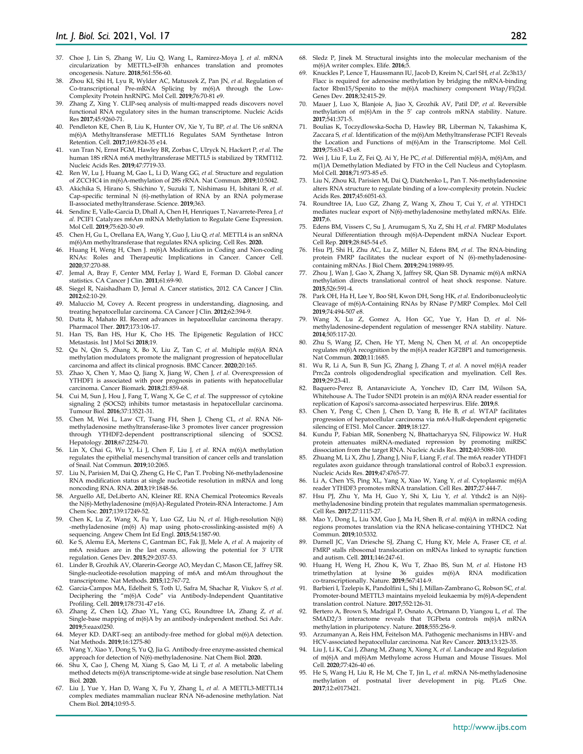37. Choe J, Lin S, Zhang W, Liu Q, Wang L, Ramirez-Moya J, *et al.* mRNA circularization by METTL3-eIF3h enhances translation and promotes oncogenesis. Nature. **2018**;561:556-60.
38. Zhou KI, Shi H, Lyu R, Wylder AC, Matuszek Z, Pan JN, *et al.* Regulation of Co-transcriptional Pre-mRNA Splicing by m(6)A through the Low-Complexity Protein hnRNPG. Mol Cell. **2019**;76:70-81 e9.
39. Zhang Z, Xing Y. CLIP-seq analysis of multi-mapped reads discovers novel functional RNA regulatory sites in the human transcriptome. Nucleic Acids Res **2017**;45:9260-71.
40. Pendleton KE, Chen B, Liu K, Hunter OV, Xie Y, Tu BP, *et al.* The U6 snRNA m(6)A Methyltransferase METTL16 Regulates SAM Synthetase Intron Retention. Cell. **2017**;169:824-35 e14.
41. van Tran N, Ernst FGM, Hawley BR, Zorbas C, Ulryck N, Hackert P, *et al.* The human 18S rRNA m6A methyltransferase METTL5 is stabilized by TRMT112. Nucleic Acids Res. **2019**;47:7719-33.
42. Ren W, Lu J, Huang M, Gao L, Li D, Wang GG, *et al.* Structure and regulation of ZCCHC4 in m(6)A-methylation of 28S rRNA. Nat Commun. **2019**;10:5042.
43. Akichika S, Hirano S, Shichino Y, Suzuki T, Nishimasu H, Ishitani R, *et al.* Cap-specific terminal N (6)-methylation of RNA by an RNA polymerase II-associated methyltransferase. Science. **2019**;363.
44. Sendinc E, Valle-Garcia D, Dhall A, Chen H, Henriques T, Navarrete-Perea J, *et al.* PCIF1 Catalyzes m6Am mRNA Methylation to Regulate Gene Expression. Mol Cell. **2019**;75:620-30 e9.
45. Chen H, Gu L, Orellana EA, Wang Y, Guo J, Liu Q, *et al.* METTL4 is an snRNA m(6)Am methyltransferase that regulates RNA splicing. Cell Res. **2020.**
46. Huang H, Weng H, Chen J. m(6)A Modification in Coding and Non-coding RNAs: Roles and Therapeutic Implications in Cancer. Cancer Cell. **2020**;37:270-88.
47. Jemal A, Bray F, Center MM, Ferlay J, Ward E, Forman D. Global cancer statistics. CA Cancer J Clin. **2011**;61:69-90.
48. Siegel R, Naishadham D, Jemal A. Cancer statistics, 2012. CA Cancer J Clin. **2012**;62:10-29.
49. Maluccio M, Covey A. Recent progress in understanding, diagnosing, and treating hepatocellular carcinoma. CA Cancer J Clin. **2012**;62:394-9.
50. Dutta R, Mahato RI. Recent advances in hepatocellular carcinoma therapy. Pharmacol Ther. **2017**;173:106-17.
51. Han TS, Ban HS, Hur K, Cho HS. The Epigenetic Regulation of HCC Metastasis. Int J Mol Sci **2018**;19.
52. Qu N, Qin S, Zhang X, Bo X, Liu Z, Tan C, *et al.* Multiple m(6)A RNA methylation modulators promote the malignant progression of hepatocellular carcinoma and affect its clinical prognosis. BMC Cancer. **2020**;20:165.
53. Zhao X, Chen Y, Mao Q, Jiang X, Jiang W, Chen J, *et al.* Overexpression of YTHDF1 is associated with poor prognosis in patients with hepatocellular carcinoma. Cancer Biomark. **2018**;21:859-68.
54. Cui M, Sun J, Hou J, Fang T, Wang X, Ge C, *et al.* The suppressor of cytokine signaling 2 (SOCS2) inhibits tumor metastasis in hepatocellular carcinoma. Tumour Biol. **2016**;37:13521-31.
55. Chen M, Wei L, Law CT, Tsang FH, Shen J, Cheng CL, *et al.* RNA N6-methyladenosine methyltransferase-like 3 promotes liver cancer progression through YTHDF2-dependent posttranscriptional silencing of SOCS2. Hepatology. **2018**;67:2254-70.
56. Lin X, Chai G, Wu Y, Li J, Chen F, Liu J, *et al.* RNA m(6)A methylation regulates the epithelial mesenchymal transition of cancer cells and translation of Snail. Nat Commun. **2019**;10:2065.
57. Liu N, Parisien M, Dai Q, Zheng G, He C, Pan T. Probing N6-methyladenosine RNA modification status at single nucleotide resolution in mRNA and long noncoding RNA. RNA. **2013**;19:1848-56.
58. Arguello AE, DeLiberto AN, Kleiner RE. RNA Chemical Proteomics Reveals the N(6)-Methyladenosine (m(6)A)-Regulated Protein-RNA Interactome. J Am Chem Soc. **2017**;139:17249-52.
59. Chen K, Lu Z, Wang X, Fu Y, Luo GZ, Liu N, *et al.* High-resolution N(6) -methyladenosine (m(6) A) map using photo-crosslinking-assisted m(6) A sequencing. Angew Chem Int Ed Engl. **2015**;54:1587-90.
60. Ke S, Alemu EA, Mertens C, Gantman EC, Fak JJ, Mele A, *et al.* A majority of m6A residues are in the last exons, allowing the potential for 3' UTR regulation. Genes Dev. **2015**;29:2037-53.
61. Linder B, Grozhik AV, Olarerin-George AO, Meydan C, Mason CE, Jaffrey SR. Single-nucleotide-resolution mapping of m6A and m6Am throughout the transcriptome. Nat Methods. **2015**;12:767-72.
62. Garcia-Campos MA, Edelheit S, Toth U, Safra M, Shachar R, Viukov S, *et al.* Deciphering the "m(6)A Code" via Antibody-Independent Quantitative Profiling. Cell. **2019**;178:731-47 e16.
63. Zhang Z, Chen LQ, Zhao YL, Yang CG, Roundtree IA, Zhang Z, *et al.* Single-base mapping of m(6)A by an antibody-independent method. Sci Adv. **2019**;5:eaax0250.
64. Meyer KD. DART-seq: an antibody-free method for global m(6)A detection. Nat Methods. **2019**;16:1275-80
65. Wang Y, Xiao Y, Dong S, Yu Q, Jia G. Antibody-free enzyme-assisted chemical approach for detection of N(6)-methyladenosine. Nat Chem Biol. **2020.**
66. Shu X, Cao J, Cheng M, Xiang S, Gao M, Li T, *et al.* A metabolic labeling method detects m(6)A transcriptome-wide at single base resolution. Nat Chem Biol. **2020.**
67. Liu J, Yue Y, Han D, Wang X, Fu Y, Zhang L, *et al.* A METTL3-METTL14 complex mediates mammalian nuclear RNA N6-adenosine methylation. Nat Chem Biol. **2014**;10:93-5.
68. Sledz P, Jinek M. Structural insights into the molecular mechanism of the m(6)A writer complex. Elife. **2016**;5.
69. Knuckles P, Lence T, Haussmann IU, Jacob D, Kreim N, Carl SH, *et al.* Zc3h13/Flacc is required for adenosine methylation by bridging the mRNA-binding factor Rbm15/Spenito to the m(6)A machinery component Wtap/Fl(2)d. Genes Dev. **2018**;32:415-29.
70. Mauer J, Luo X, Blanjoie A, Jiao X, Grozhik AV, Patil DP, *et al.* Reversible methylation of m(6)Am in the 5' cap controls mRNA stability. Nature. **2017**;541:371-5.
71. Boulias K, Toczydlowska-Socha D, Hawley BR, Liberman N, Takashima K, Zaccara S, *et al.* Identification of the m(6)Am Methyltransferase PCIF1 Reveals the Location and Functions of m(6)Am in the Transcriptome. Mol Cell. **2019**;75:631-43 e8.
72. Wei J, Liu F, Lu Z, Fei Q, Ai Y, He PC, *et al.* Differential m(6)A, m(6)Am, and m(1)A Demethylation Mediated by FTO in the Cell Nucleus and Cytoplasm. Mol Cell. **2018**;71:973-85 e5.
73. Liu N, Zhou KI, Parisien M, Dai Q, Diatchenko L, Pan T. N6-methyladenosine alters RNA structure to regulate binding of a low-complexity protein. Nucleic Acids Res. **2017**;45:6051-63.
74. Roundtree IA, Luo GZ, Zhang Z, Wang X, Zhou T, Cui Y, *et al.* YTHDC1 mediates nuclear export of N(6)-methyladenosine methylated mRNAs. Elife. **2017**;6.
75. Edens BM, Vissers C, Su J, Arumugam S, Xu Z, Shi H, *et al.* FMRP Modulates Neural Differentiation through m(6)A-Dependent mRNA Nuclear Export. Cell Rep. **2019**;28:845-54 e5.
76. Hsu PJ, Shi H, Zhu AC, Lu Z, Miller N, Edens BM, *et al.* The RNA-binding protein FMRP facilitates the nuclear export of N (6)-methyladenosine-containing mRNAs. J Biol Chem. **2019**;294:19889-95.
77. Zhou J, Wan J, Gao X, Zhang X, Jaffrey SR, Qian SB. Dynamic m(6)A mRNA methylation directs translational control of heat shock response. Nature. **2015**;526:591-4.
78. Park OH, Ha H, Lee Y, Boo SH, Kwon DH, Song HK, *et al.* Endoribonucleolytic Cleavage of m(6)A-Containing RNAs by RNase P/MRP Complex. Mol Cell **2019**;74:494-507 e8.
79. Wang X, Lu Z, Gomez A, Hon GC, Yue Y, Han D, *et al.* N6-methyladenosine-dependent regulation of messenger RNA stability. Nature. **2014**;505:117-20.
80. Zhu S, Wang JZ, Chen, He YT, Meng N, Chen M, *et al.* An oncopeptide regulates m(6)A recognition by the m(6)A reader IGF2BP1 and tumorigenesis. Nat Commun. **2020**;11:1685.
81. Wu R, Li A, Sun B, Sun JG, Zhang J, Zhang T, *et al.* A novel m(6)A reader Prrc2a controls oligodendroglial specification and myelination. Cell Res. **2019**;29:23-41.
82. Baquero-Perez B, Antanaviciute A, Yonchev ID, Carr IM, Wilson SA, Whitehouse A. The Tudor SND1 protein is an m(6)A RNA reader essential for replication of Kaposi's sarcoma-associated herpesvirus. Elife. **2019**;8.
83. Chen Y, Peng C, Chen J, Chen D, Yang B, He B, *et al.* WTAP facilitates progression of hepatocellular carcinoma via m6A-HuR-dependent epigenetic silencing of ETS1. Mol Cancer. **2019**;18:127.
84. Kundu P, Fabian MR, Sonenberg N, Bhattacharyya SN, Filipowicz W. HuR protein attenuates miRNA-mediated repression by promoting miRISC dissociation from the target RNA. Nucleic Acids Res. **2012**;40:5088-100.
85. Zhuang M, Li X, Zhu J, Zhang J, Niu F, Liang F, *et al.* The m6A reader YTHDF1 regulates axon guidance through translational control of Robo3.1 expression. Nucleic Acids Res. **2019**;47:4765-77.
86. Li A, Chen YS, Ping XL, Yang X, Xiao W, Yang Y, *et al.* Cytoplasmic m(6)A reader YTHDF3 promotes mRNA translation. Cell Res. **2017**;27:444-7.
87. Hsu PJ, Zhu Y, Ma H, Guo Y, Shi X, Liu Y, *et al.* Ythdc2 is an N(6)-methyladenosine binding protein that regulates mammalian spermatogenesis. Cell Res. **2017**;27:1115-27.
88. Mao Y, Dong L, Liu XM, Guo J, Ma H, Shen B, *et al.* m(6)A in mRNA coding regions promotes translation via the RNA helicase-containing YTHDC2. Nat Commun. **2019**;10:5332.
89. Darnell JC, Van Driesche SJ, Zhang C, Hung KY, Mele A, Fraser CE, *et al.* FMRP stalls ribosomal translocation on mRNAs linked to synaptic function and autism. Cell. **2011**;146:247-61.
90. Huang H, Weng H, Zhou K, Wu T, Zhao BS, Sun M, *et al.* Histone H3 trimethylation at lysine 36 guides m(6)A RNA modification co-transcriptionally. Nature. **2019**;567:414-9.
91. Barbieri I, Tzelepis K, Pandolfini L, Shi J, Millan-Zambrano G, Robson SC, *et al.* Promoter-bound METTL3 maintains myeloid leukaemia by m(6)A-dependent translation control. Nature. **2017**;552:126-31.
92. Bertero A, Brown S, Madrigal P, Osnato A, Ortmann D, Yiangou L, *et al.* The SMAD2/3 interactome reveals that TGFbeta controls m(6)A mRNA methylation in pluripotency. Nature. **2018**;555:256-9.
93. Arzumanyan A, Reis HM, Feitelson MA. Pathogenic mechanisms in HBV- and HCV-associated hepatocellular carcinoma. Nat Rev Cancer. **2013**;13:123-35.
94. Liu J, Li K, Cai J, Zhang M, Zhang X, Xiong X, *et al.* Landscape and Regulation of m(6)A and m(6)Am Methylome across Human and Mouse Tissues. Mol Cell. **2020**;77:426-40 e6.
95. He S, Wang H, Liu R, He M, Che T, Jin L, *et al.* mRNA N6-methyladenosine methylation of postnatal liver development in pig. PLoS One. **2017**;12:e0173421.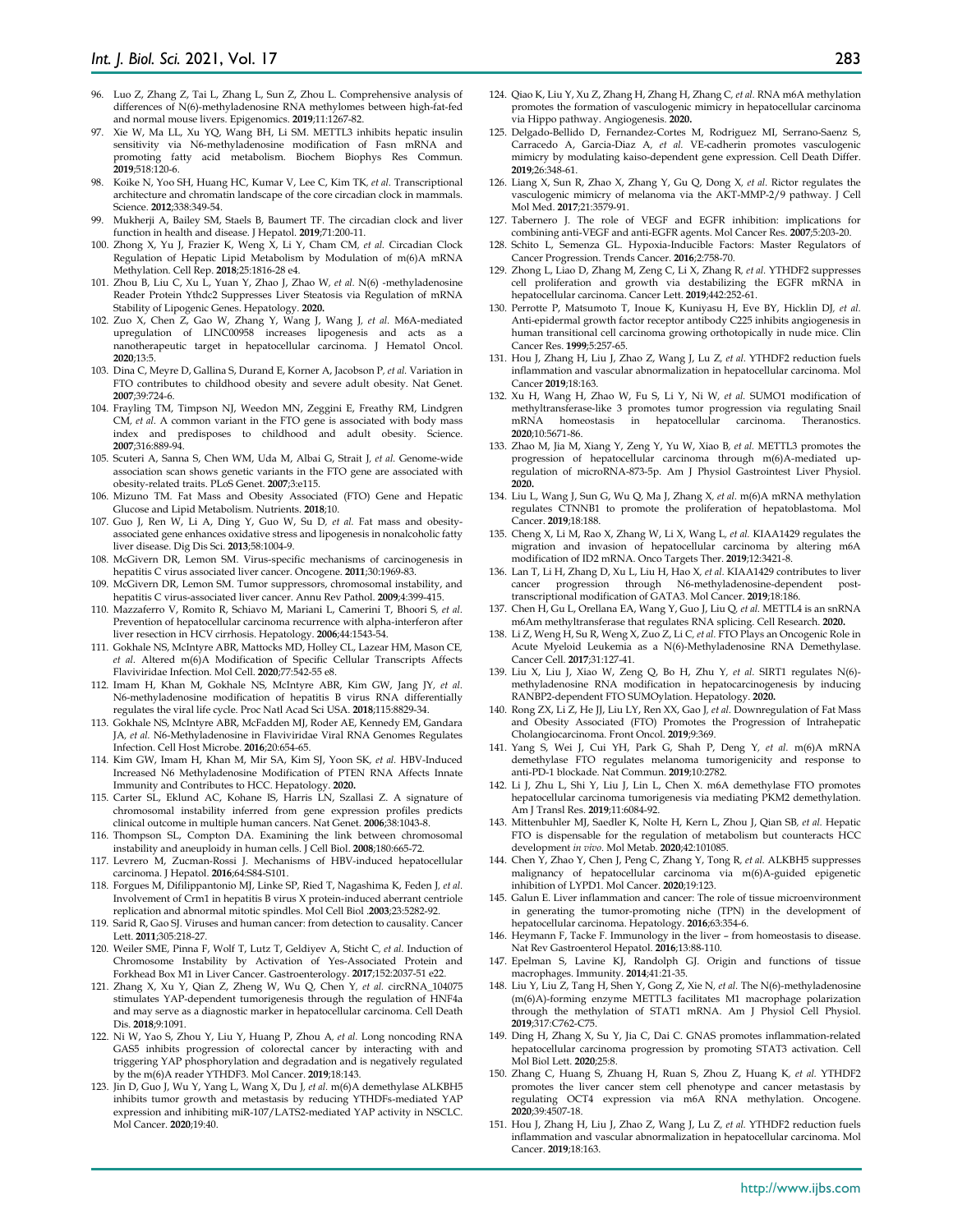96. Luo Z, Zhang Z, Tai L, Zhang L, Sun Z, Zhou L. Comprehensive analysis of differences of N(6)-methyladenosine RNA methylomes between high-fat-fed and normal mouse livers. Epigenomics. **2019**;11:1267-82.
97. Xie W, Ma LL, Xu YQ, Wang BH, Li SM. METTL3 inhibits hepatic insulin sensitivity via N6-methyladenosine modification of Fasn mRNA and promoting fatty acid metabolism. Biochem Biophys Res Commun. **2019**;518:120-6.
98. Koike N, Yoo SH, Huang HC, Kumar V, Lee C, Kim TK, *et al.* Transcriptional architecture and chromatin landscape of the core circadian clock in mammals. Science. **2012**;338:349-54.
99. Mukherji A, Bailey SM, Staels B, Baumert TF. The circadian clock and liver function in health and disease. J Hepatol. **2019**;71:200-11.
100. Zhong X, Yu J, Frazier K, Weng X, Li Y, Cham CM, *et al.* Circadian Clock Regulation of Hepatic Lipid Metabolism by Modulation of m(6)A mRNA Methylation. Cell Rep. **2018**;25:1816-28 e4.
101. Zhou B, Liu C, Xu L, Yuan Y, Zhao J, Zhao W, *et al.* N(6) -methyladenosine Reader Protein Ythdc2 Suppresses Liver Steatosis via Regulation of mRNA Stability of Lipogenic Genes. Hepatology. **2020.**
102. Zuo X, Chen Z, Gao W, Zhang Y, Wang J, Wang J, *et al.* M6A-mediated upregulation of LINC00958 increases lipogenesis and acts as a nanotherapeutic target in hepatocellular carcinoma. J Hematol Oncol. **2020**;13:5.
103. Dina C, Meyre D, Gallina S, Durand E, Korner A, Jacobson P, *et al.* Variation in FTO contributes to childhood obesity and severe adult obesity. Nat Genet. **2007**;39:724-6.
104. Frayling TM, Timpson NJ, Weedon MN, Zeggini E, Freathy RM, Lindgren CM, *et al.* A common variant in the FTO gene is associated with body mass index and predisposes to childhood and adult obesity. Science. **2007**;316:889-94.
105. Scuteri A, Sanna S, Chen WM, Uda M, Albai G, Strait J, *et al.* Genome-wide association scan shows genetic variants in the FTO gene are associated with obesity-related traits. PLoS Genet. **2007**;3:e115.
106. Mizuno TM. Fat Mass and Obesity Associated (FTO) Gene and Hepatic Glucose and Lipid Metabolism. Nutrients. **2018**;10.
107. Guo J, Ren W, Li A, Ding Y, Guo W, Su D, *et al.* Fat mass and obesity-associated gene enhances oxidative stress and lipogenesis in nonalcoholic fatty liver disease. Dig Dis Sci. **2013**;58:1004-9.
108. McGivern DR, Lemon SM. Virus-specific mechanisms of carcinogenesis in hepatitis C virus associated liver cancer. Oncogene. **2011**;30:1969-83.
109. McGivern DR, Lemon SM. Tumor suppressors, chromosomal instability, and hepatitis C virus-associated liver cancer. Annu Rev Pathol. **2009**;4:399-415.
110. Mazzaferro V, Romito R, Schiavo M, Mariani L, Camerini T, Bhoori S, *et al.* Prevention of hepatocellular carcinoma recurrence with alpha-interferon after liver resection in HCV cirrhosis. Hepatology. **2006**;44:1543-54.
111. Gokhale NS, McIntyre ABR, Mattocks MD, Holley CL, Lazear HM, Mason CE, *et al.* Altered m(6)A Modification of Specific Cellular Transcripts Affects Flaviviridae Infection. Mol Cell. **2020**;77:542-55 e8.
112. Imam H, Khan M, Gokhale NS, McIntyre ABR, Kim GW, Jang JY, *et al.* N6-methyladenosine modification of hepatitis B virus RNA differentially regulates the viral life cycle. Proc Natl Acad Sci USA. **2018**;115:8829-34.
113. Gokhale NS, McIntyre ABR, McFadden MJ, Roder AE, Kennedy EM, Gandara JA, *et al.* N6-Methyladenosine in Flaviviridae Viral RNA Genomes Regulates Infection. Cell Host Microbe. **2016**;20:654-65.
114. Kim GW, Imam H, Khan M, Mir SA, Kim SJ, Yoon SK, *et al.* HBV-Induced Increased N6 Methyladenosine Modification of PTEN RNA Affects Innate Immunity and Contributes to HCC. Hepatology. **2020.**
115. Carter SL, Eklund AC, Kohane IS, Harris LN, Szallasi Z. A signature of chromosomal instability inferred from gene expression profiles predicts clinical outcome in multiple human cancers. Nat Genet. **2006**;38:1043-8.
116. Thompson SL, Compton DA. Examining the link between chromosomal instability and aneuploidy in human cells. J Cell Biol. **2008**;180:665-72.
117. Levrero M, Zucman-Rossi J. Mechanisms of HBV-induced hepatocellular carcinoma. J Hepatol. **2016**;64:S84-S101.
118. Forgues M, Difilippantonio MJ, Linke SP, Ried T, Nagashima K, Feden J, *et al.* Involvement of Crm1 in hepatitis B virus X protein-induced aberrant centriole replication and abnormal mitotic spindles. Mol Cell Biol .**2003**;23:5282-92.
119. Sarid R, Gao SJ. Viruses and human cancer: from detection to causality. Cancer Lett. **2011**;305:218-27.
120. Weiler SME, Pinna F, Wolf T, Lutz T, Geldiyev A, Sticht C, *et al.* Induction of Chromosome Instability by Activation of Yes-Associated Protein and Forkhead Box M1 in Liver Cancer. Gastroenterology. **2017**;152:2037-51 e22.
121. Zhang X, Xu Y, Qian Z, Zheng W, Wu Q, Chen Y, *et al.* circRNA_104075 stimulates YAP-dependent tumorigenesis through the regulation of HNF4a and may serve as a diagnostic marker in hepatocellular carcinoma. Cell Death Dis. **2018**;9:1091.
122. Ni W, Yao S, Zhou Y, Liu Y, Huang P, Zhou A, *et al.* Long noncoding RNA GAS5 inhibits progression of colorectal cancer by interacting with and triggering YAP phosphorylation and degradation and is negatively regulated by the m(6)A reader YTHDF3. Mol Cancer. **2019**;18:143.
123. Jin D, Guo J, Wu Y, Yang L, Wang X, Du J, *et al.* m(6)A demethylase ALKBH5 inhibits tumor growth and metastasis by reducing YTHDFs-mediated YAP expression and inhibiting miR-107/LATS2-mediated YAP activity in NSCLC. Mol Cancer. **2020**;19:40.
124. Qiao K, Liu Y, Xu Z, Zhang H, Zhang H, Zhang C, *et al.* RNA m6A methylation promotes the formation of vasculogenic mimicry in hepatocellular carcinoma via Hippo pathway. Angiogenesis. **2020.**
125. Delgado-Bellido D, Fernandez-Cortes M, Rodriguez MI, Serrano-Saenz S, Carracedo A, Garcia-Diaz A, *et al.* VE-cadherin promotes vasculogenic mimicry by modulating kaiso-dependent gene expression. Cell Death Differ. **2019**;26:348-61.
126. Liang X, Sun R, Zhao X, Zhang Y, Gu Q, Dong X, *et al.* Rictor regulates the vasculogenic mimicry of melanoma via the AKT-MMP-2/9 pathway. J Cell Mol Med. **2017**;21:3579-91.
127. Tabernero J. The role of VEGF and EGFR inhibition: implications for combining anti-VEGF and anti-EGFR agents. Mol Cancer Res. **2007**;5:203-20.
128. Schito L, Semenza GL. Hypoxia-Inducible Factors: Master Regulators of Cancer Progression. Trends Cancer. **2016**;2:758-70.
129. Zhong L, Liao D, Zhang M, Zeng C, Li X, Zhang R, *et al.* YTHDF2 suppresses cell proliferation and growth via destabilizing the EGFR mRNA in hepatocellular carcinoma. Cancer Lett. **2019**;442:252-61.
130. Perrotte P, Matsumoto T, Inoue K, Kuniyasu H, Eve BY, Hicklin DJ, *et al.* Anti-epidermal growth factor receptor antibody C225 inhibits angiogenesis in human transitional cell carcinoma growing orthotopically in nude mice. Clin Cancer Res. **1999**;5:257-65.
131. Hou J, Zhang H, Liu J, Zhao Z, Wang J, Lu Z, *et al.* YTHDF2 reduction fuels inflammation and vascular abnormalization in hepatocellular carcinoma. Mol Cancer **2019**;18:163.
132. Xu H, Wang H, Zhao W, Fu S, Li Y, Ni W, *et al.* SUMO1 modification of methyltransferase-like 3 promotes tumor progression via regulating Snail mRNA homeostasis in hepatocellular carcinoma. Theranostics. **2020**;10:5671-86.
133. Zhao M, Jia M, Xiang Y, Zeng Y, Yu W, Xiao B, *et al.* METTL3 promotes the progression of hepatocellular carcinoma through m(6)A-mediated up-regulation of microRNA-873-5p. Am J Physiol Gastrointest Liver Physiol. **2020.**
134. Liu L, Wang J, Sun G, Wu Q, Ma J, Zhang X, *et al.* m(6)A mRNA methylation regulates CTNNB1 to promote the proliferation of hepatoblastoma. Mol Cancer. **2019**;18:188.
135. Cheng X, Li M, Rao X, Zhang W, Li X, Wang L, *et al.* KIAA1429 regulates the migration and invasion of hepatocellular carcinoma by altering m6A modification of ID2 mRNA. Onco Targets Ther. **2019**;12:3421-8.
136. Lan T, Li H, Zhang D, Xu L, Liu H, Hao X, *et al.* KIAA1429 contributes to liver cancer progression through N6-methyladenosine-dependent post-transcriptional modification of GATA3. Mol Cancer. **2019**;18:186.
137. Chen H, Gu L, Orellana EA, Wang Y, Guo J, Liu Q, *et al.* METTL4 is an snRNA m6Am methyltransferase that regulates RNA splicing. Cell Research. **2020.**
138. Li Z, Weng H, Su R, Weng X, Zuo Z, Li C, *et al.* FTO Plays an Oncogenic Role in Acute Myeloid Leukemia as a N(6)-Methyladenosine RNA Demethylase. Cancer Cell. **2017**;31:127-41.
139. Liu X, Liu J, Xiao W, Zeng Q, Bo H, Zhu Y, *et al.* SIRT1 regulates N(6)-methyladenosine RNA modification in hepatocarcinogenesis by inducing RANBP2-dependent FTO SUMOylation. Hepatology. **2020.**
140. Rong ZX, Li Z, He JJ, Liu LY, Ren XX, Gao J, *et al.* Downregulation of Fat Mass and Obesity Associated (FTO) Promotes the Progression of Intrahepatic Cholangiocarcinoma. Front Oncol. **2019**;9:369.
141. Yang S, Wei J, Cui YH, Park G, Shah P, Deng Y, *et al.* m(6)A mRNA demethylase FTO regulates melanoma tumorigenicity and response to anti-PD-1 blockade. Nat Commun. **2019**;10:2782.
142. Li J, Zhu L, Shi Y, Liu J, Lin L, Chen X. m6A demethylase FTO promotes hepatocellular carcinoma tumorigenesis via mediating PKM2 demethylation. Am J Transl Res. **2019**;11:6084-92.
143. Mittenbuhler MJ, Saedler K, Nolte H, Kern L, Zhou J, Qian SB, *et al.* Hepatic FTO is dispensable for the regulation of metabolism but counteracts HCC development *in vivo*. Mol Metab. **2020**;42:101085.
144. Chen Y, Zhao Y, Chen J, Peng C, Zhang Y, Tong R, *et al.* ALKBH5 suppresses malignancy of hepatocellular carcinoma via m(6)A-guided epigenetic inhibition of LYPD1. Mol Cancer. **2020**;19:123.
145. Galun E. Liver inflammation and cancer: The role of tissue microenvironment in generating the tumor-promoting niche (TPN) in the development of hepatocellular carcinoma. Hepatology. **2016**;63:354-6.
146. Heymann F, Tacke F. Immunology in the liver – from homeostasis to disease. Nat Rev Gastroenterol Hepatol. **2016**;13:88-110.
147. Epelman S, Lavine KJ, Randolph GJ. Origin and functions of tissue macrophages. Immunity. **2014**;41:21-35.
148. Liu Y, Liu Z, Tang H, Shen Y, Gong Z, Xie N, *et al.* The N(6)-methyladenosine (m(6)A)-forming enzyme METTL3 facilitates M1 macrophage polarization through the methylation of STAT1 mRNA. Am J Physiol Cell Physiol. **2019**;317:C762-C75.
149. Ding H, Zhang X, Su Y, Jia C, Dai C. GNAS promotes inflammation-related hepatocellular carcinoma progression by promoting STAT3 activation. Cell Mol Biol Lett. **2020**;25:8.
150. Zhang C, Huang S, Zhuang H, Ruan S, Zhou Z, Huang K, *et al.* YTHDF2 promotes the liver cancer stem cell phenotype and cancer metastasis by regulating OCT4 expression via m6A RNA methylation. Oncogene. **2020**;39:4507-18.
151. Hou J, Zhang H, Liu J, Zhao Z, Wang J, Lu Z, *et al.* YTHDF2 reduction fuels inflammation and vascular abnormalization in hepatocellular carcinoma. Mol Cancer. **2019**;18:163.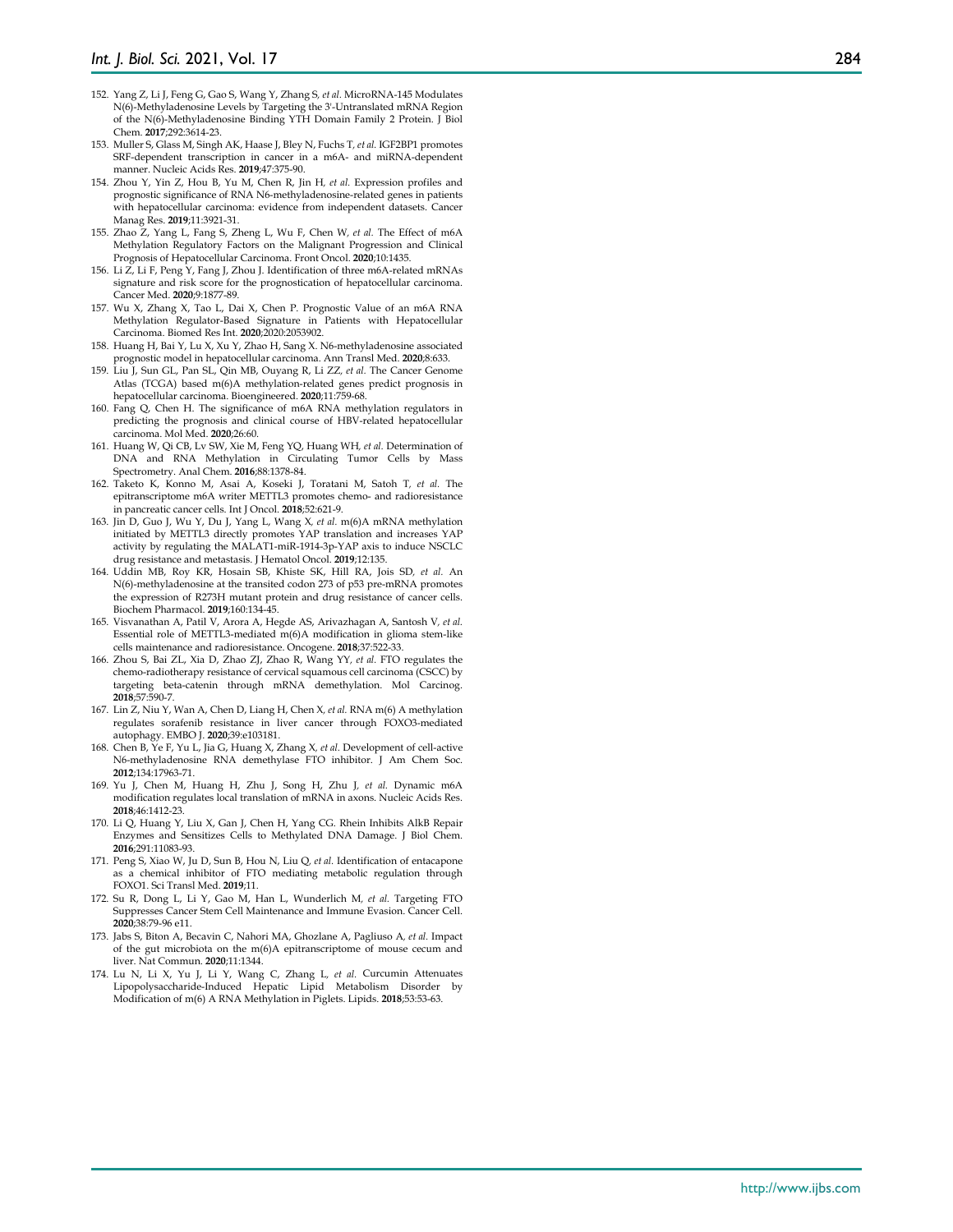152. Yang Z, Li J, Feng G, Gao S, Wang Y, Zhang S, *et al.* MicroRNA-145 Modulates N(6)-Methyladenosine Levels by Targeting the 3'-Untranslated mRNA Region of the N(6)-Methyladenosine Binding YTH Domain Family 2 Protein. J Biol Chem. **2017**;292:3614-23.
153. Muller S, Glass M, Singh AK, Haase J, Bley N, Fuchs T, *et al.* IGF2BP1 promotes SRF-dependent transcription in cancer in a m6A- and miRNA-dependent manner. Nucleic Acids Res. **2019**;47:375-90.
154. Zhou Y, Yin Z, Hou B, Yu M, Chen R, Jin H, *et al.* Expression profiles and prognostic significance of RNA N6-methyladenosine-related genes in patients with hepatocellular carcinoma: evidence from independent datasets. Cancer Manag Res. **2019**;11:3921-31.
155. Zhao Z, Yang L, Fang S, Zheng L, Wu F, Chen W, *et al.* The Effect of m6A Methylation Regulatory Factors on the Malignant Progression and Clinical Prognosis of Hepatocellular Carcinoma. Front Oncol. **2020**;10:1435.
156. Li Z, Li F, Peng Y, Fang J, Zhou J. Identification of three m6A-related mRNAs signature and risk score for the prognostication of hepatocellular carcinoma. Cancer Med. **2020**;9:1877-89.
157. Wu X, Zhang X, Tao L, Dai X, Chen P. Prognostic Value of an m6A RNA Methylation Regulator-Based Signature in Patients with Hepatocellular Carcinoma. Biomed Res Int. **2020**;2020:2053902.
158. Huang H, Bai Y, Lu X, Xu Y, Zhao H, Sang X. N6-methyladenosine associated prognostic model in hepatocellular carcinoma. Ann Transl Med. **2020**;8:633.
159. Liu J, Sun GL, Pan SL, Qin MB, Ouyang R, Li ZZ, *et al.* The Cancer Genome Atlas (TCGA) based m(6)A methylation-related genes predict prognosis in hepatocellular carcinoma. Bioengineered. **2020**;11:759-68.
160. Fang Q, Chen H. The significance of m6A RNA methylation regulators in predicting the prognosis and clinical course of HBV-related hepatocellular carcinoma. Mol Med. **2020**;26:60.
161. Huang W, Qi CB, Lv SW, Xie M, Feng YQ, Huang WH, *et al.* Determination of DNA and RNA Methylation in Circulating Tumor Cells by Mass Spectrometry. Anal Chem. **2016**;88:1378-84.
162. Taketo K, Konno M, Asai A, Koseki J, Toratani M, Satoh T, *et al.* The epitranscriptome m6A writer METTL3 promotes chemo- and radioresistance in pancreatic cancer cells. Int J Oncol. **2018**;52:621-9.
163. Jin D, Guo J, Wu Y, Du J, Yang L, Wang X, *et al.* m(6)A mRNA methylation initiated by METTL3 directly promotes YAP translation and increases YAP activity by regulating the MALAT1-miR-1914-3p-YAP axis to induce NSCLC drug resistance and metastasis. J Hematol Oncol. **2019**;12:135.
164. Uddin MB, Roy KR, Hosain SB, Khiste SK, Hill RA, Jois SD, *et al.* An N(6)-methyladenosine at the transited codon 273 of p53 pre-mRNA promotes the expression of R273H mutant protein and drug resistance of cancer cells. Biochem Pharmacol. **2019**;160:134-45.
165. Visvanathan A, Patil V, Arora A, Hegde AS, Arivazhagan A, Santosh V, *et al.* Essential role of METTL3-mediated m(6)A modification in glioma stem-like cells maintenance and radioresistance. Oncogene. **2018**;37:522-33.
166. Zhou S, Bai ZL, Xia D, Zhao ZJ, Zhao R, Wang YY, *et al.* FTO regulates the chemo-radiotherapy resistance of cervical squamous cell carcinoma (CSCC) by targeting beta-catenin through mRNA demethylation. Mol Carcinog. **2018**;57:590-7.
167. Lin Z, Niu Y, Wan A, Chen D, Liang H, Chen X, *et al.* RNA m(6) A methylation regulates sorafenib resistance in liver cancer through FOXO3-mediated autophagy. EMBO J. **2020**;39:e103181.
168. Chen B, Ye F, Yu L, Jia G, Huang X, Zhang X, *et al.* Development of cell-active N6-methyladenosine RNA demethylase FTO inhibitor. J Am Chem Soc. **2012**;134:17963-71.
169. Yu J, Chen M, Huang H, Zhu J, Song H, Zhu J, *et al.* Dynamic m6A modification regulates local translation of mRNA in axons. Nucleic Acids Res. **2018**;46:1412-23.
170. Li Q, Huang Y, Liu X, Gan J, Chen H, Yang CG. Rhein Inhibits AlkB Repair Enzymes and Sensitizes Cells to Methylated DNA Damage. J Biol Chem. **2016**;291:11083-93.
171. Peng S, Xiao W, Ju D, Sun B, Hou N, Liu Q, *et al.* Identification of entacapone as a chemical inhibitor of FTO mediating metabolic regulation through FOXO1. Sci Transl Med. **2019**;11.
172. Su R, Dong L, Li Y, Gao M, Han L, Wunderlich M, *et al.* Targeting FTO Suppresses Cancer Stem Cell Maintenance and Immune Evasion. Cancer Cell. **2020**;38:79-96 e11.
173. Jabs S, Biton A, Becavin C, Nahori MA, Ghozlane A, Pagliuso A, *et al.* Impact of the gut microbiota on the m(6)A epitranscriptome of mouse cecum and liver. Nat Commun. **2020**;11:1344.
174. Lu N, Li X, Yu J, Li Y, Wang C, Zhang L, *et al.* Curcumin Attenuates Lipopolysaccharide-Induced Hepatic Lipid Metabolism Disorder by Modification of m(6) A RNA Methylation in Piglets. Lipids. **2018**;53:53-63.